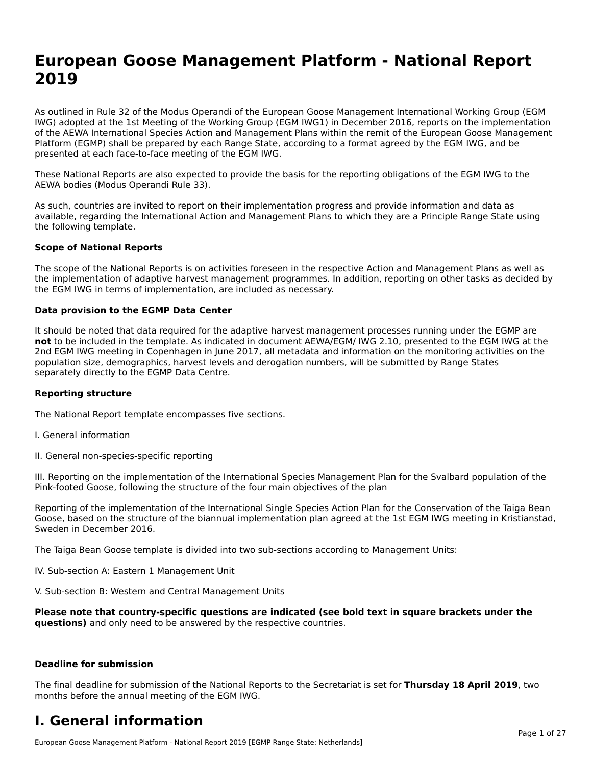# European Goose Management Platform - National Report 2019

As outlined in Rule 32 of the Modus Operandi of the European Goose Management International Working Group (EGM IWG) adopted at the 1st Meeting of the Working Group (EGM IWG1) in December 2016, reports on the implementation of the AEWA International Species Action and Management Plans within the remit of the European Goose Management Platform (EGMP) shall be prepared by each Range State, according to a format agreed by the EGM IWG, and be presented at each face-to-face meeting of the EGM IWG.

These National Reports are also expected to provide the basis for the reporting obligations of the EGM IWG to the AEWA bodies (Modus Operandi Rule 33).

As such, countries are invited to report on their implementation progress and provide information and data as available, regarding the International Action and Management Plans to which they are a Principle Range State using the following template.

**Scope of National Reports**

The scope of the National Reports is on activities foreseen in the respective Action and Management Plans as well as the implementation of adaptive harvest management programmes. In addition, reporting on other tasks as decided by the EGM IWG in terms of implementation, are included as necessary.

**Data provision to the EGMP Data Center**

It should be noted that data required for the adaptive harvest management processes running under the EGMP are **not** to be included in the template. As indicated in document AEWA/EGM/ IWG 2.10, presented to the EGM IWG at the 2nd EGM IWG meeting in Copenhagen in June 2017, all metadata and information on the monitoring activities on the population size, demographics, harvest levels and derogation numbers, will be submitted by Range States separately directly to the EGMP Data Centre.

**Reporting structure**

The National Report template encompasses five sections.

I. General information

II. General non-species-specific reporting

III. Reporting on the implementation of the International Species Management Plan for the Svalbard population of the Pink-footed Goose, following the structure of the four main objectives of the plan

Reporting of the implementation of the International Single Species Action Plan for the Conservation of the Taiga Bean Goose, based on the structure of the biannual implementation plan agreed at the 1st EGM IWG meeting in Kristianstad, Sweden in December 2016.

The Taiga Bean Goose template is divided into two sub-sections according to Management Units:

IV. Sub-section A: Eastern 1 Management Unit

V. Sub-section B: Western and Central Management Units

**Please note that country-specific questions are indicated (see bold text in square brackets under the questions)** and only need to be answered by the respective countries.

**Deadline for submission**

The final deadline for submission of the National Reports to the Secretariat is set for **Thursday 18 April 2019**, two months before the annual meeting of the EGM IWG.

# I. General information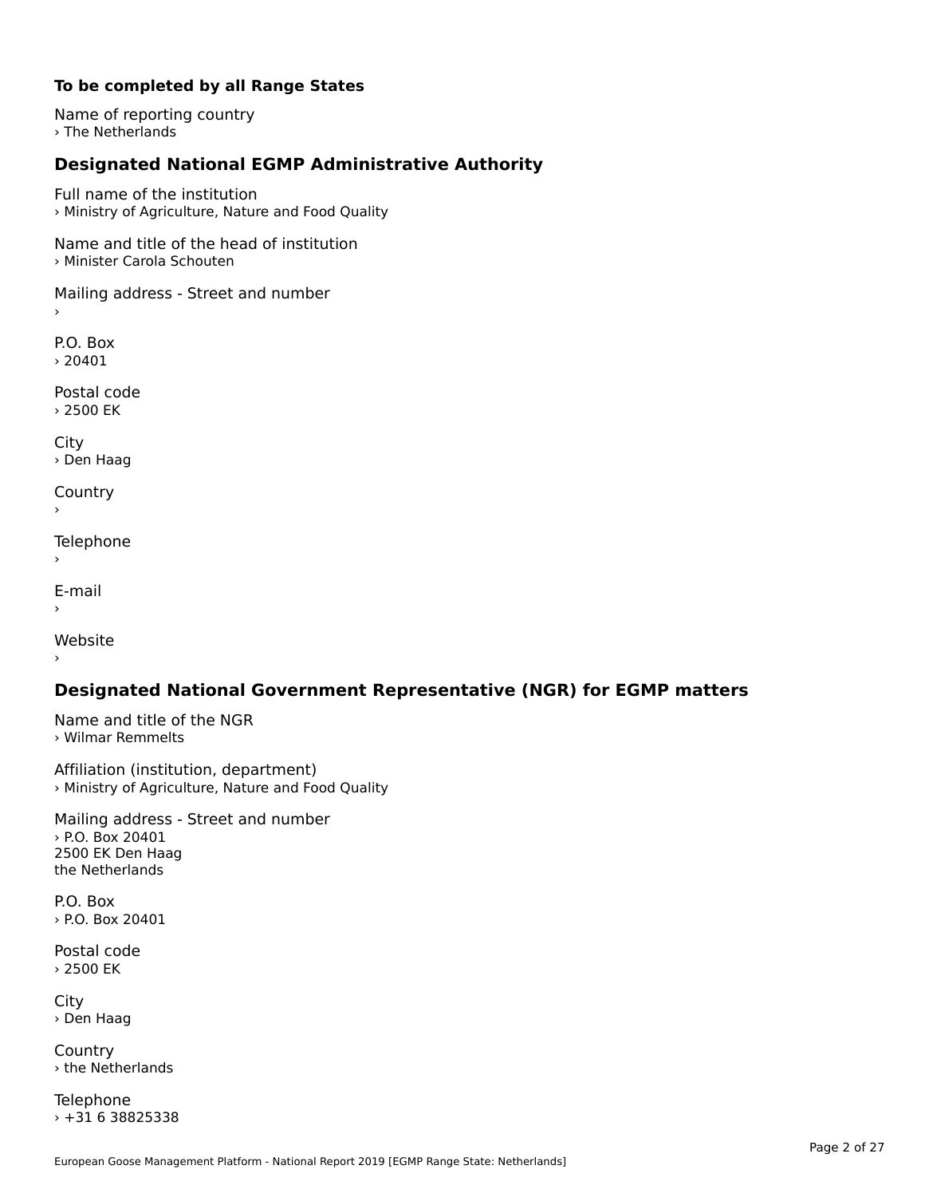**To be completed by all Range States**

Name of reporting country
› The Netherlands

## Designated National EGMP Administrative Authority

Full name of the institution
› Ministry of Agriculture, Nature and Food Quality

Name and title of the head of institution
› Minister Carola Schouten

Mailing address - Street and number
›

P.O. Box
› 20401

Postal code
› 2500 EK

City
› Den Haag

Country
›

Telephone
›

E-mail
›

Website
›

## Designated National Government Representative (NGR) for EGMP matters

Name and title of the NGR
› Wilmar Remmelts

Affiliation (institution, department)
› Ministry of Agriculture, Nature and Food Quality

Mailing address - Street and number
› P.O. Box 20401
2500 EK Den Haag
the Netherlands

P.O. Box
› P.O. Box 20401

Postal code
› 2500 EK

City
› Den Haag

Country
› the Netherlands

Telephone
› +31 6 38825338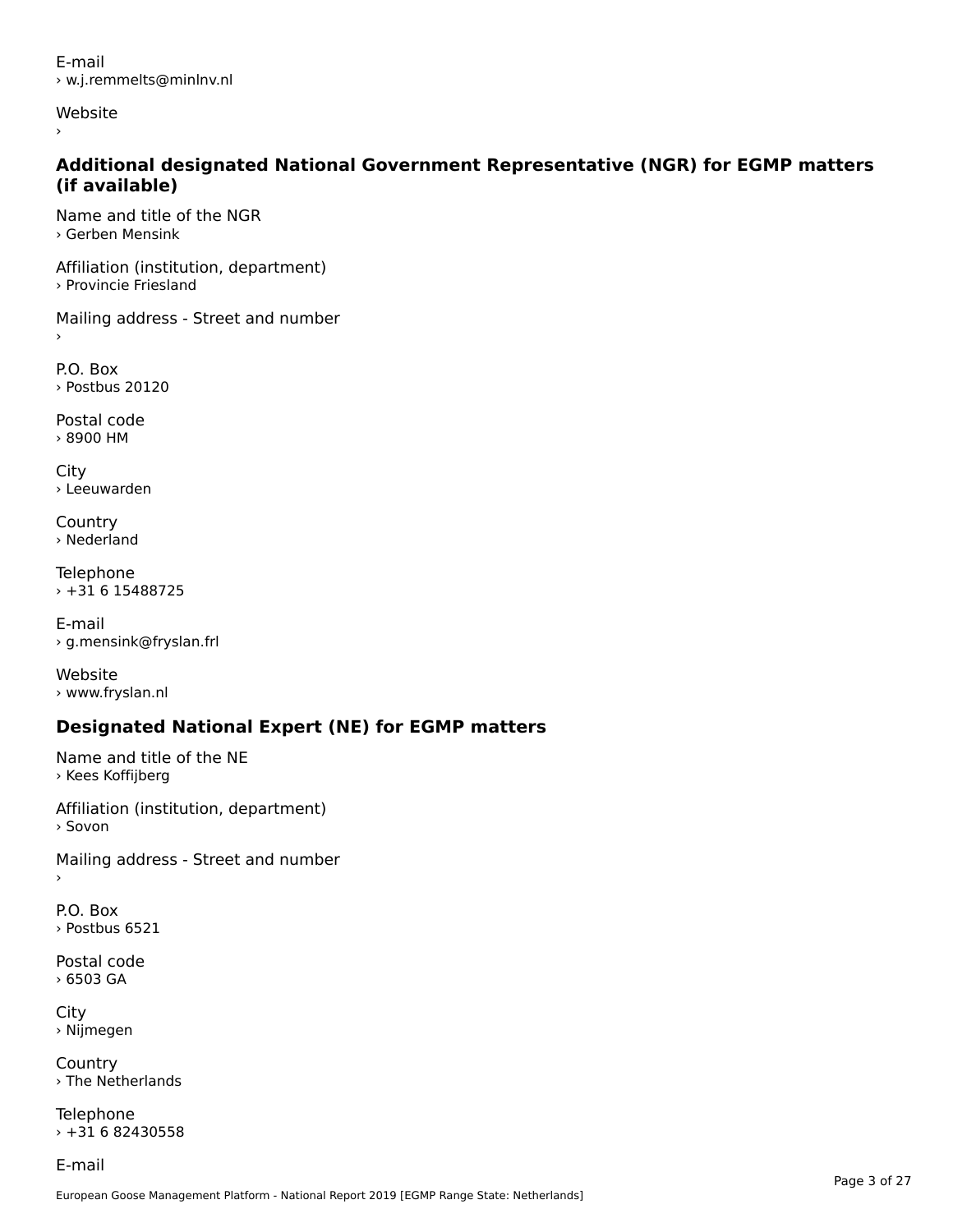E-mail
› w.j.remmelts@minlnv.nl

Website
›

### Additional designated National Government Representative (NGR) for EGMP matters (if available)

Name and title of the NGR
› Gerben Mensink

Affiliation (institution, department)
› Provincie Friesland

Mailing address - Street and number
›

P.O. Box
› Postbus 20120

Postal code
› 8900 HM

City
› Leeuwarden

Country
› Nederland

Telephone
› +31 6 15488725

E-mail
› g.mensink@fryslan.frl

Website
› www.fryslan.nl

### Designated National Expert (NE) for EGMP matters

Name and title of the NE
› Kees Koffijberg

Affiliation (institution, department)
› Sovon

Mailing address - Street and number
›

P.O. Box
› Postbus 6521

Postal code
› 6503 GA

City
› Nijmegen

Country
› The Netherlands

Telephone
› +31 6 82430558

E-mail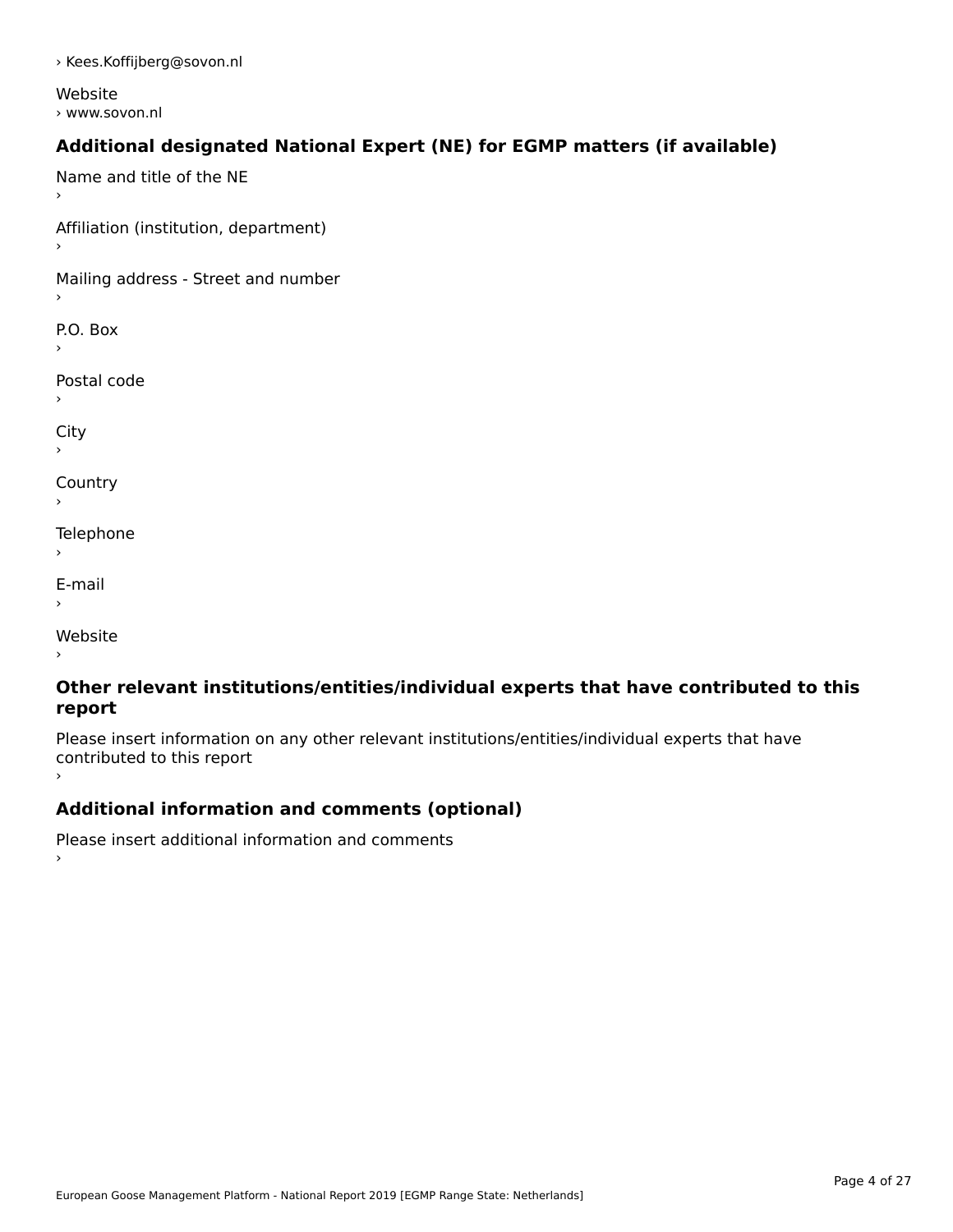› Kees.Koffijberg@sovon.nl

Website
› www.sovon.nl

### Additional designated National Expert (NE) for EGMP matters (if available)

Name and title of the NE
›

Affiliation (institution, department)
›

Mailing address - Street and number
›

P.O. Box
›

Postal code
›

City
›

Country
›

Telephone
›

E-mail
›

Website
›

### Other relevant institutions/entities/individual experts that have contributed to this report

Please insert information on any other relevant institutions/entities/individual experts that have contributed to this report
›

### Additional information and comments (optional)

Please insert additional information and comments
›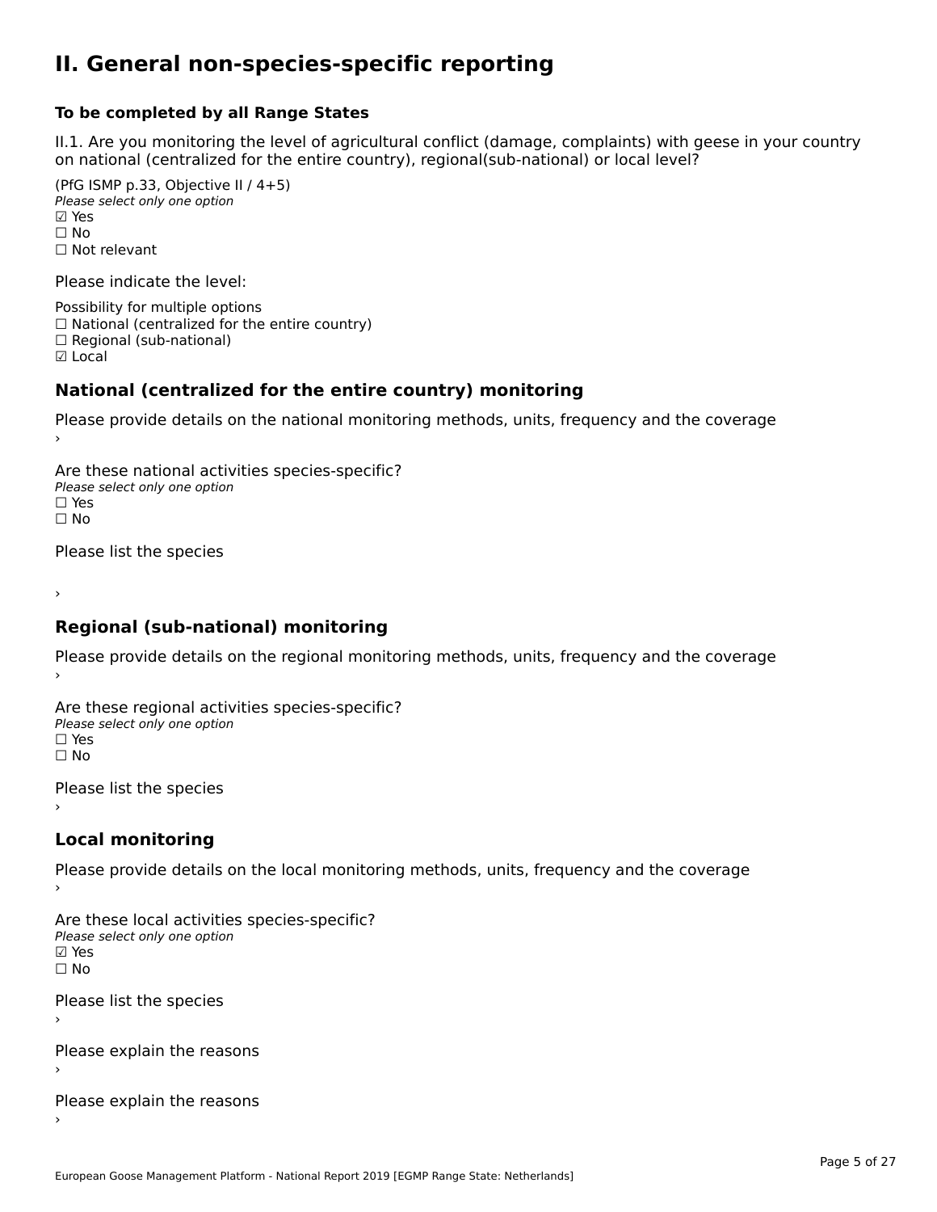# II. General non-species-specific reporting

**To be completed by all Range States**

II.1. Are you monitoring the level of agricultural conflict (damage, complaints) with geese in your country on national (centralized for the entire country), regional(sub-national) or local level?

(PfG ISMP p.33, Objective II / 4+5)
*Please select only one option*
☑ Yes
☐ No
☐ Not relevant

Please indicate the level:

Possibility for multiple options
☐ National (centralized for the entire country)
☐ Regional (sub-national)
☑ Local

## National (centralized for the entire country) monitoring

Please provide details on the national monitoring methods, units, frequency and the coverage
›

Are these national activities species-specific?
*Please select only one option*
☐ Yes
☐ No

Please list the species

›

## Regional (sub-national) monitoring

Please provide details on the regional monitoring methods, units, frequency and the coverage
›

Are these regional activities species-specific?
*Please select only one option*
☐ Yes
☐ No

Please list the species
›

## Local monitoring

Please provide details on the local monitoring methods, units, frequency and the coverage
›

Are these local activities species-specific?
*Please select only one option*
☑ Yes
☐ No

Please list the species
›

Please explain the reasons
›

Please explain the reasons
›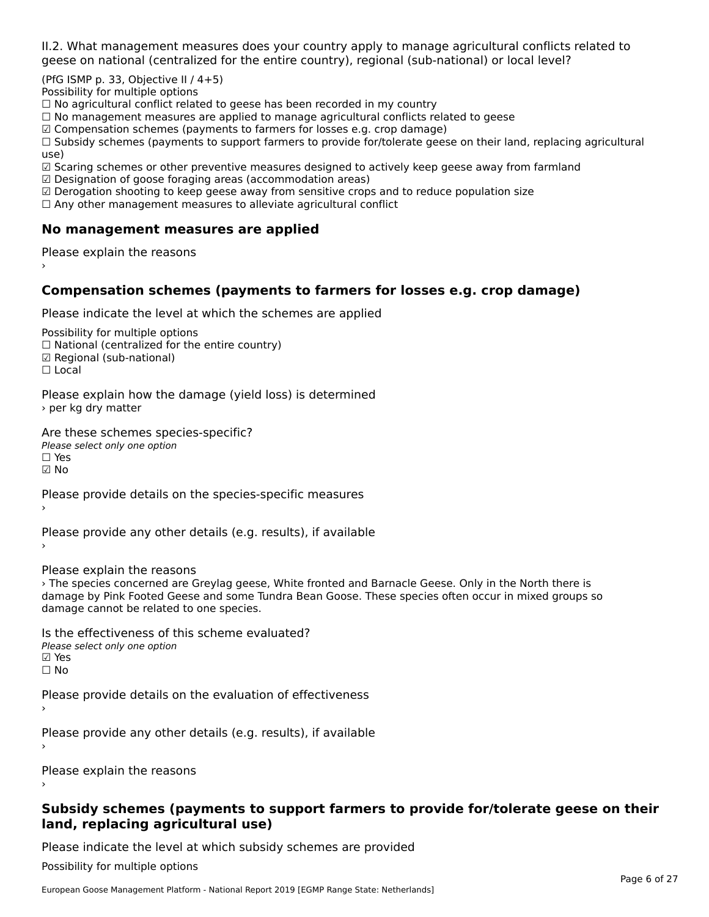II.2. What management measures does your country apply to manage agricultural conflicts related to geese on national (centralized for the entire country), regional (sub-national) or local level?

(PfG ISMP p. 33, Objective II / 4+5)
Possibility for multiple options
☐ No agricultural conflict related to geese has been recorded in my country
☐ No management measures are applied to manage agricultural conflicts related to geese
☑ Compensation schemes (payments to farmers for losses e.g. crop damage)
☐ Subsidy schemes (payments to support farmers to provide for/tolerate geese on their land, replacing agricultural use)
☑ Scaring schemes or other preventive measures designed to actively keep geese away from farmland
☑ Designation of goose foraging areas (accommodation areas)
☑ Derogation shooting to keep geese away from sensitive crops and to reduce population size
☐ Any other management measures to alleviate agricultural conflict

## No management measures are applied

Please explain the reasons
›

## Compensation schemes (payments to farmers for losses e.g. crop damage)

Please indicate the level at which the schemes are applied

Possibility for multiple options
☐ National (centralized for the entire country)
☑ Regional (sub-national)
☐ Local

Please explain how the damage (yield loss) is determined
› per kg dry matter

Are these schemes species-specific?
*Please select only one option*
☐ Yes
☑ No

Please provide details on the species-specific measures
›

Please provide any other details (e.g. results), if available
›

Please explain the reasons
› The species concerned are Greylag geese, White fronted and Barnacle Geese. Only in the North there is damage by Pink Footed Geese and some Tundra Bean Goose. These species often occur in mixed groups so damage cannot be related to one species.

Is the effectiveness of this scheme evaluated?
*Please select only one option*
☑ Yes
☐ No

Please provide details on the evaluation of effectiveness
›

Please provide any other details (e.g. results), if available
›

Please explain the reasons
›

## Subsidy schemes (payments to support farmers to provide for/tolerate geese on their land, replacing agricultural use)

Please indicate the level at which subsidy schemes are provided

Possibility for multiple options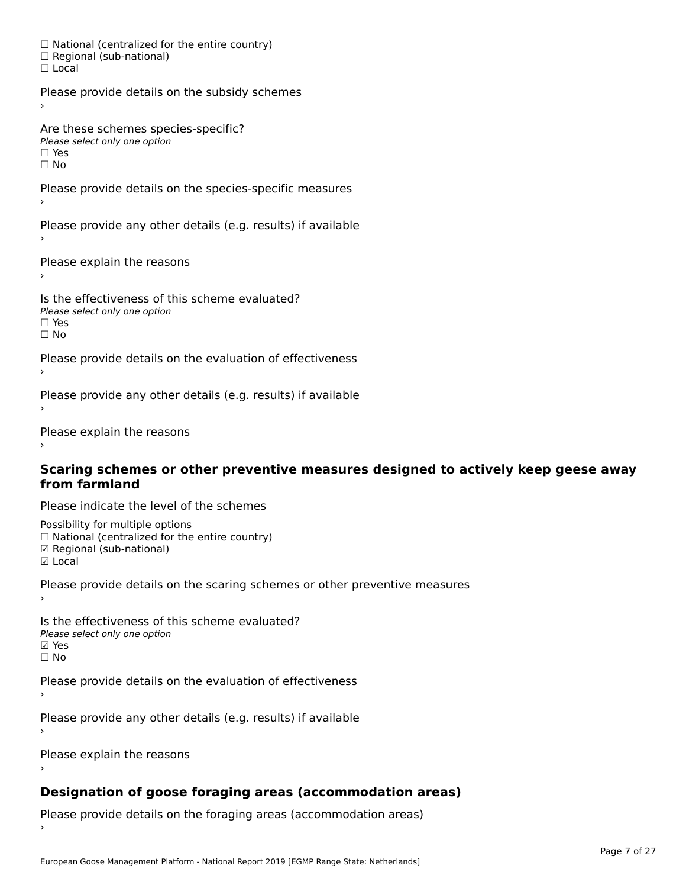☐ National (centralized for the entire country)
☐ Regional (sub-national)
☐ Local

Please provide details on the subsidy schemes
›

Are these schemes species-specific?
*Please select only one option*
☐ Yes
☐ No

Please provide details on the species-specific measures
›

Please provide any other details (e.g. results) if available
›

Please explain the reasons
›

Is the effectiveness of this scheme evaluated?
*Please select only one option*
☐ Yes
☐ No

Please provide details on the evaluation of effectiveness
›

Please provide any other details (e.g. results) if available
›

Please explain the reasons
›

## Scaring schemes or other preventive measures designed to actively keep geese away from farmland

Please indicate the level of the schemes

Possibility for multiple options
☐ National (centralized for the entire country)
☑ Regional (sub-national)
☑ Local

Please provide details on the scaring schemes or other preventive measures
›

Is the effectiveness of this scheme evaluated?
*Please select only one option*
☑ Yes
☐ No

Please provide details on the evaluation of effectiveness
›

Please provide any other details (e.g. results) if available
›

Please explain the reasons
›

## Designation of goose foraging areas (accommodation areas)

Please provide details on the foraging areas (accommodation areas)
›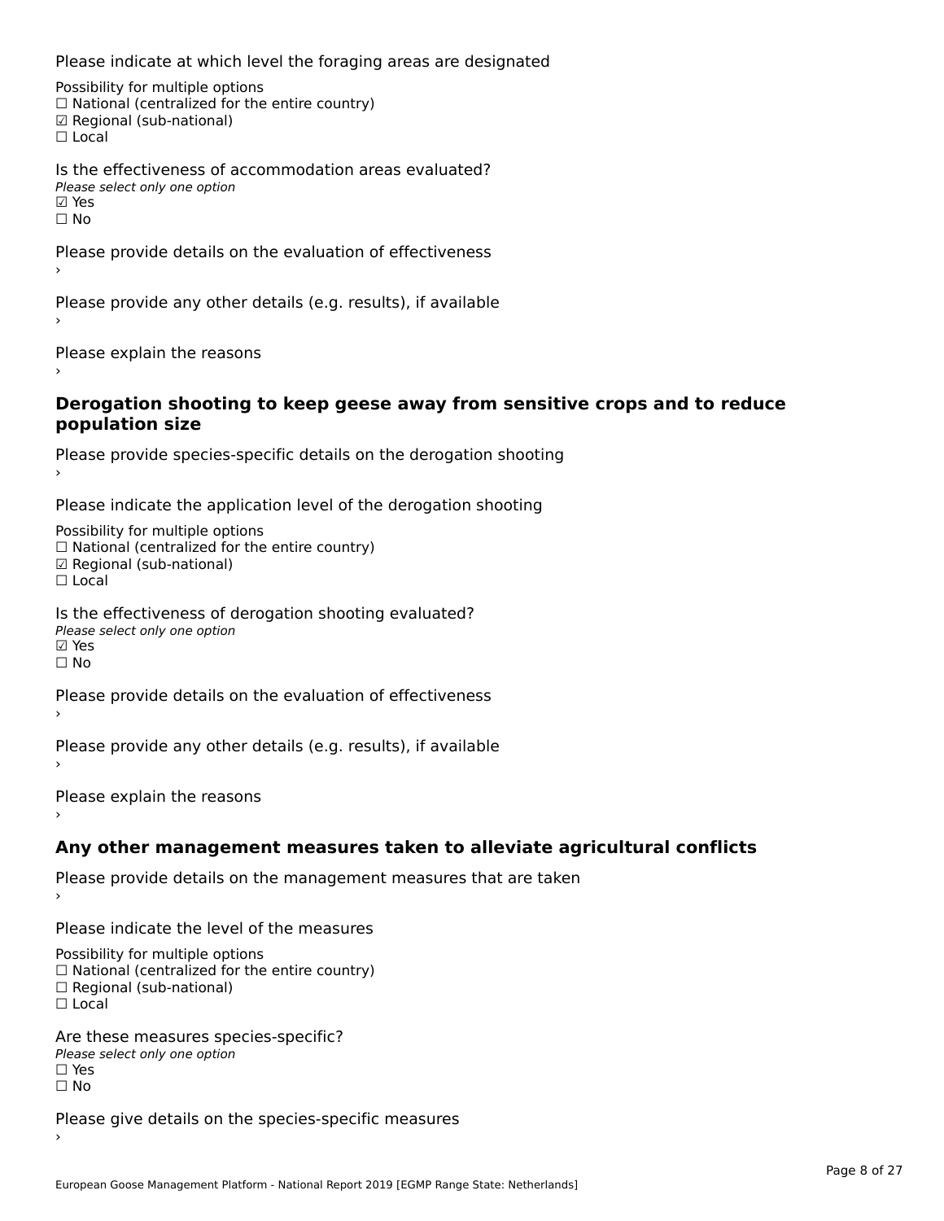Please indicate at which level the foraging areas are designated

Possibility for multiple options
☐ National (centralized for the entire country)
☑ Regional (sub-national)
☐ Local

Is the effectiveness of accommodation areas evaluated?
*Please select only one option*
☑ Yes
☐ No

Please provide details on the evaluation of effectiveness
›

Please provide any other details (e.g. results), if available
›

Please explain the reasons
›

## Derogation shooting to keep geese away from sensitive crops and to reduce population size

Please provide species-specific details on the derogation shooting
›

Please indicate the application level of the derogation shooting

Possibility for multiple options
☐ National (centralized for the entire country)
☑ Regional (sub-national)
☐ Local

Is the effectiveness of derogation shooting evaluated?
*Please select only one option*
☑ Yes
☐ No

Please provide details on the evaluation of effectiveness
›

Please provide any other details (e.g. results), if available
›

Please explain the reasons
›

## Any other management measures taken to alleviate agricultural conflicts

Please provide details on the management measures that are taken
›

Please indicate the level of the measures

Possibility for multiple options
☐ National (centralized for the entire country)
☐ Regional (sub-national)
☐ Local

Are these measures species-specific?
*Please select only one option*
☐ Yes
☐ No

Please give details on the species-specific measures
›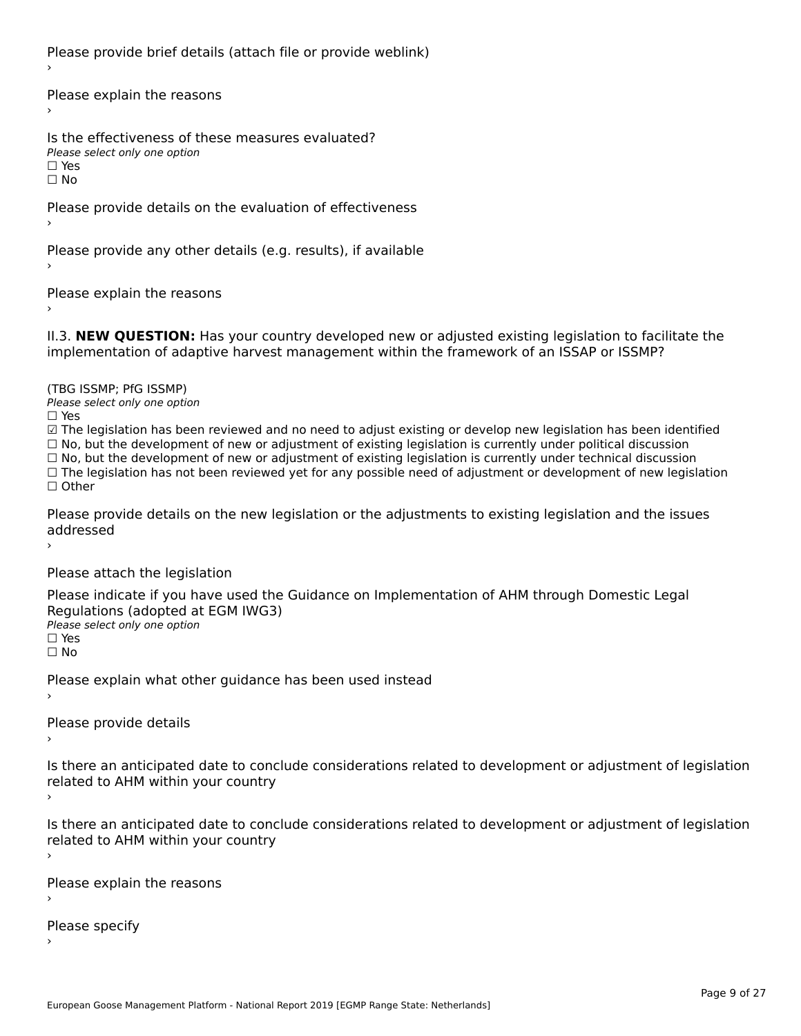Please provide brief details (attach file or provide weblink)
›

Please explain the reasons
›

Is the effectiveness of these measures evaluated?
*Please select only one option*
☐ Yes
☐ No

Please provide details on the evaluation of effectiveness
›

Please provide any other details (e.g. results), if available
›

Please explain the reasons
›

II.3. **NEW QUESTION:** Has your country developed new or adjusted existing legislation to facilitate the implementation of adaptive harvest management within the framework of an ISSAP or ISSMP?

(TBG ISSMP; PfG ISSMP)
*Please select only one option*
☐ Yes
☑ The legislation has been reviewed and no need to adjust existing or develop new legislation has been identified
☐ No, but the development of new or adjustment of existing legislation is currently under political discussion
☐ No, but the development of new or adjustment of existing legislation is currently under technical discussion
☐ The legislation has not been reviewed yet for any possible need of adjustment or development of new legislation
☐ Other

Please provide details on the new legislation or the adjustments to existing legislation and the issues addressed
›

Please attach the legislation

Please indicate if you have used the Guidance on Implementation of AHM through Domestic Legal Regulations (adopted at EGM IWG3)
*Please select only one option*
☐ Yes
☐ No

Please explain what other guidance has been used instead
›

Please provide details
›

Is there an anticipated date to conclude considerations related to development or adjustment of legislation related to AHM within your country
›

Is there an anticipated date to conclude considerations related to development or adjustment of legislation related to AHM within your country
›

Please explain the reasons
›

Please specify
›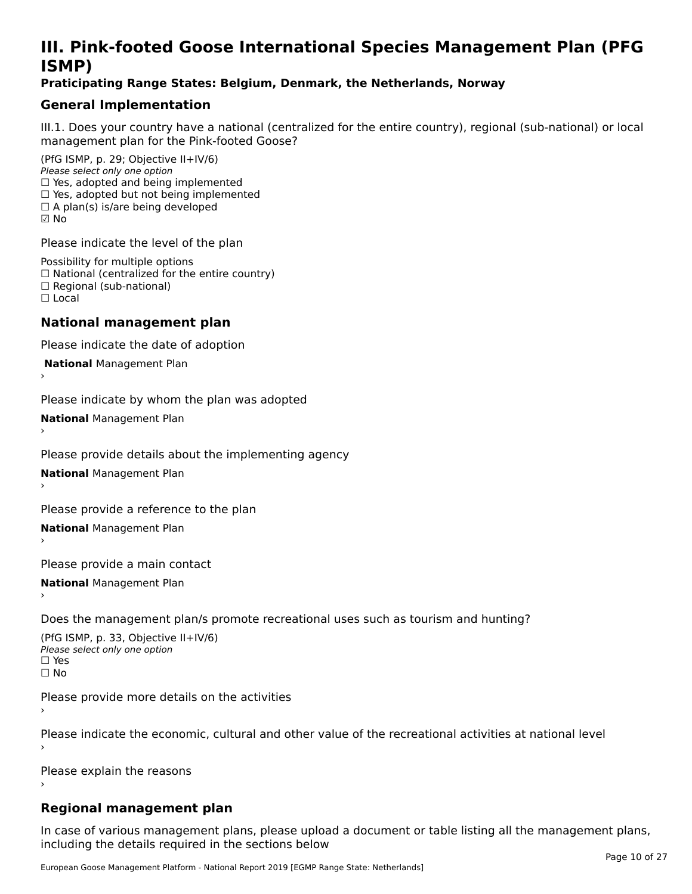# III. Pink-footed Goose International Species Management Plan (PFG ISMP)

**Praticipating Range States: Belgium, Denmark, the Netherlands, Norway**

## General Implementation

III.1. Does your country have a national (centralized for the entire country), regional (sub-national) or local management plan for the Pink-footed Goose?

(PfG ISMP, p. 29; Objective II+IV/6)
*Please select only one option*
☐ Yes, adopted and being implemented
☐ Yes, adopted but not being implemented
☐ A plan(s) is/are being developed
☑ No

Please indicate the level of the plan

Possibility for multiple options
☐ National (centralized for the entire country)
☐ Regional (sub-national)
☐ Local

## National management plan

Please indicate the date of adoption

**National** Management Plan
›

Please indicate by whom the plan was adopted

**National** Management Plan
›

Please provide details about the implementing agency

**National** Management Plan
›

Please provide a reference to the plan

**National** Management Plan
›

Please provide a main contact

**National** Management Plan
›

Does the management plan/s promote recreational uses such as tourism and hunting?

(PfG ISMP, p. 33, Objective II+IV/6)
*Please select only one option*
☐ Yes
☐ No

Please provide more details on the activities
›

Please indicate the economic, cultural and other value of the recreational activities at national level
›

Please explain the reasons
›

## Regional management plan

In case of various management plans, please upload a document or table listing all the management plans, including the details required in the sections below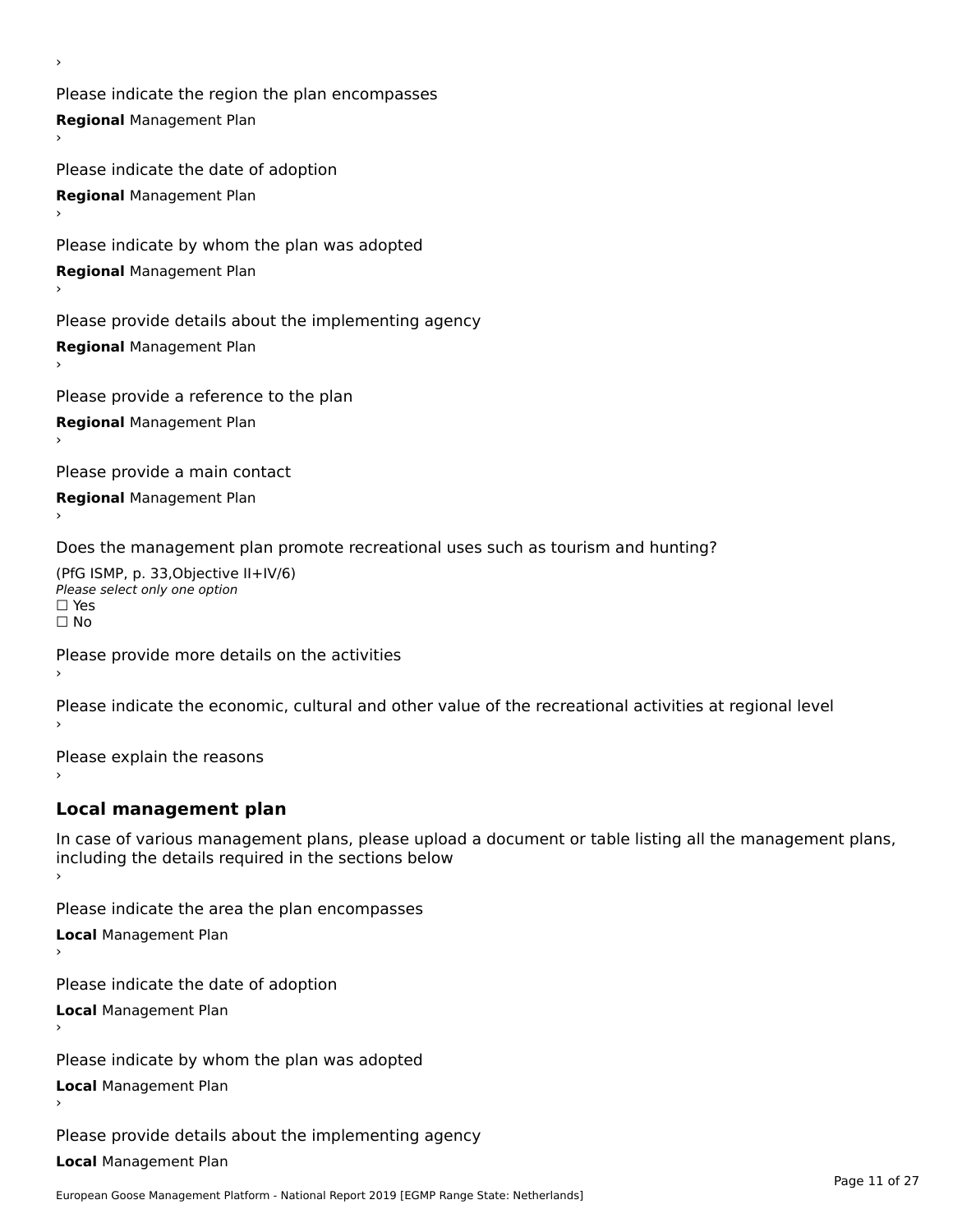›

Please indicate the region the plan encompasses

**Regional** Management Plan

›

Please indicate the date of adoption

**Regional** Management Plan

›

Please indicate by whom the plan was adopted

**Regional** Management Plan

›

Please provide details about the implementing agency

**Regional** Management Plan

›

Please provide a reference to the plan

**Regional** Management Plan

›

Please provide a main contact

**Regional** Management Plan

›

Does the management plan promote recreational uses such as tourism and hunting?

(PfG ISMP, p. 33,Objective II+IV/6)

*Please select only one option*

☐ Yes

☐ No

Please provide more details on the activities

›

Please indicate the economic, cultural and other value of the recreational activities at regional level

›

Please explain the reasons

›

## Local management plan

In case of various management plans, please upload a document or table listing all the management plans, including the details required in the sections below

›

Please indicate the area the plan encompasses

**Local** Management Plan

›

Please indicate the date of adoption

**Local** Management Plan

›

Please indicate by whom the plan was adopted

**Local** Management Plan

›

Please provide details about the implementing agency

**Local** Management Plan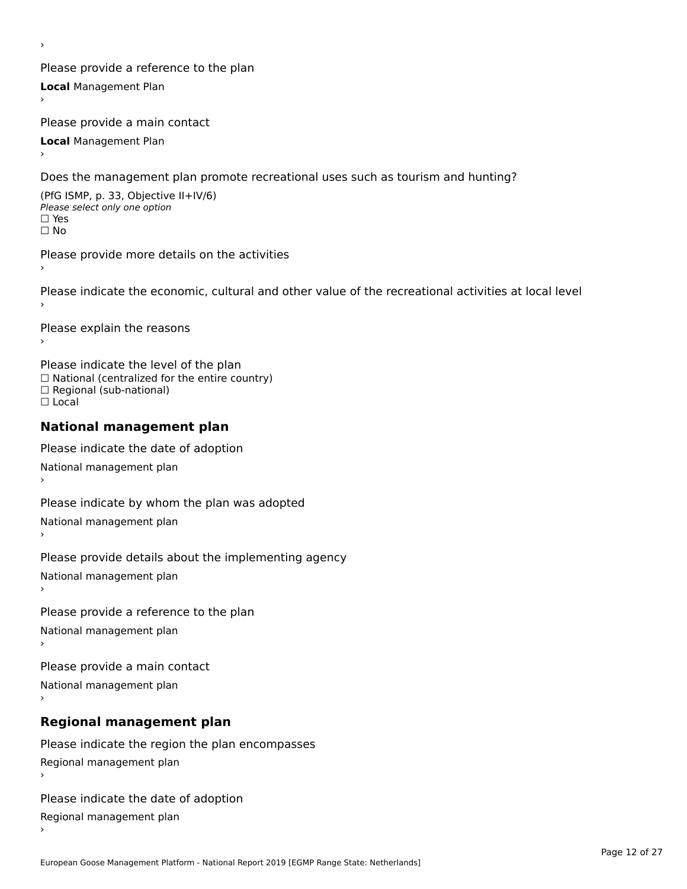›

Please provide a reference to the plan

**Local** Management Plan

›

Please provide a main contact

**Local** Management Plan

›

Does the management plan promote recreational uses such as tourism and hunting?

(PfG ISMP, p. 33, Objective II+IV/6)

*Please select only one option*

☐ Yes

☐ No

Please provide more details on the activities

›

Please indicate the economic, cultural and other value of the recreational activities at local level

›

Please explain the reasons

›

Please indicate the level of the plan

☐ National (centralized for the entire country)

☐ Regional (sub-national)

☐ Local

## National management plan

Please indicate the date of adoption

National management plan

›

Please indicate by whom the plan was adopted

National management plan

›

Please provide details about the implementing agency

National management plan

›

Please provide a reference to the plan

National management plan

›

Please provide a main contact

National management plan

›

## Regional management plan

Please indicate the region the plan encompasses

Regional management plan

›

Please indicate the date of adoption

Regional management plan

›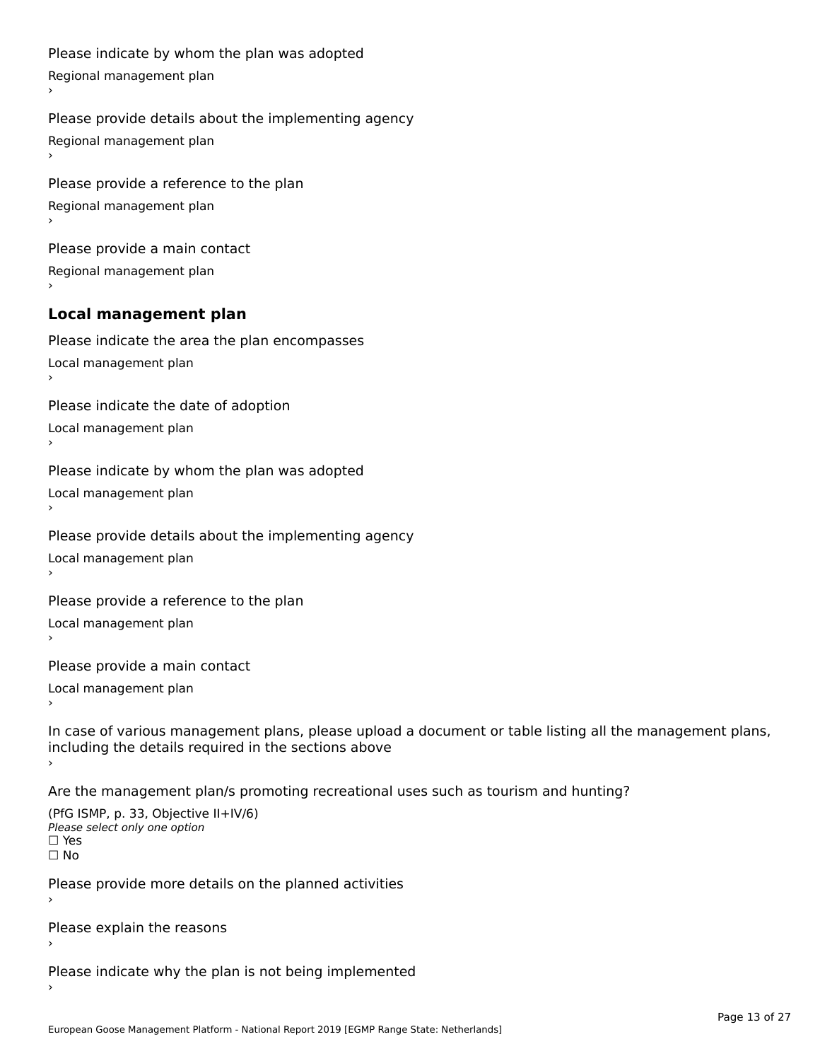Please indicate by whom the plan was adopted

Regional management plan

›

Please provide details about the implementing agency

Regional management plan

›

Please provide a reference to the plan

Regional management plan

›

Please provide a main contact

Regional management plan

›

## Local management plan

Please indicate the area the plan encompasses

Local management plan

›

Please indicate the date of adoption

Local management plan

›

Please indicate by whom the plan was adopted

Local management plan

›

Please provide details about the implementing agency

Local management plan

›

Please provide a reference to the plan

Local management plan

›

Please provide a main contact

Local management plan

›

In case of various management plans, please upload a document or table listing all the management plans, including the details required in the sections above

›

Are the management plan/s promoting recreational uses such as tourism and hunting?

(PfG ISMP, p. 33, Objective II+IV/6)

*Please select only one option*

☐ Yes

☐ No

Please provide more details on the planned activities

›

Please explain the reasons

›

Please indicate why the plan is not being implemented

›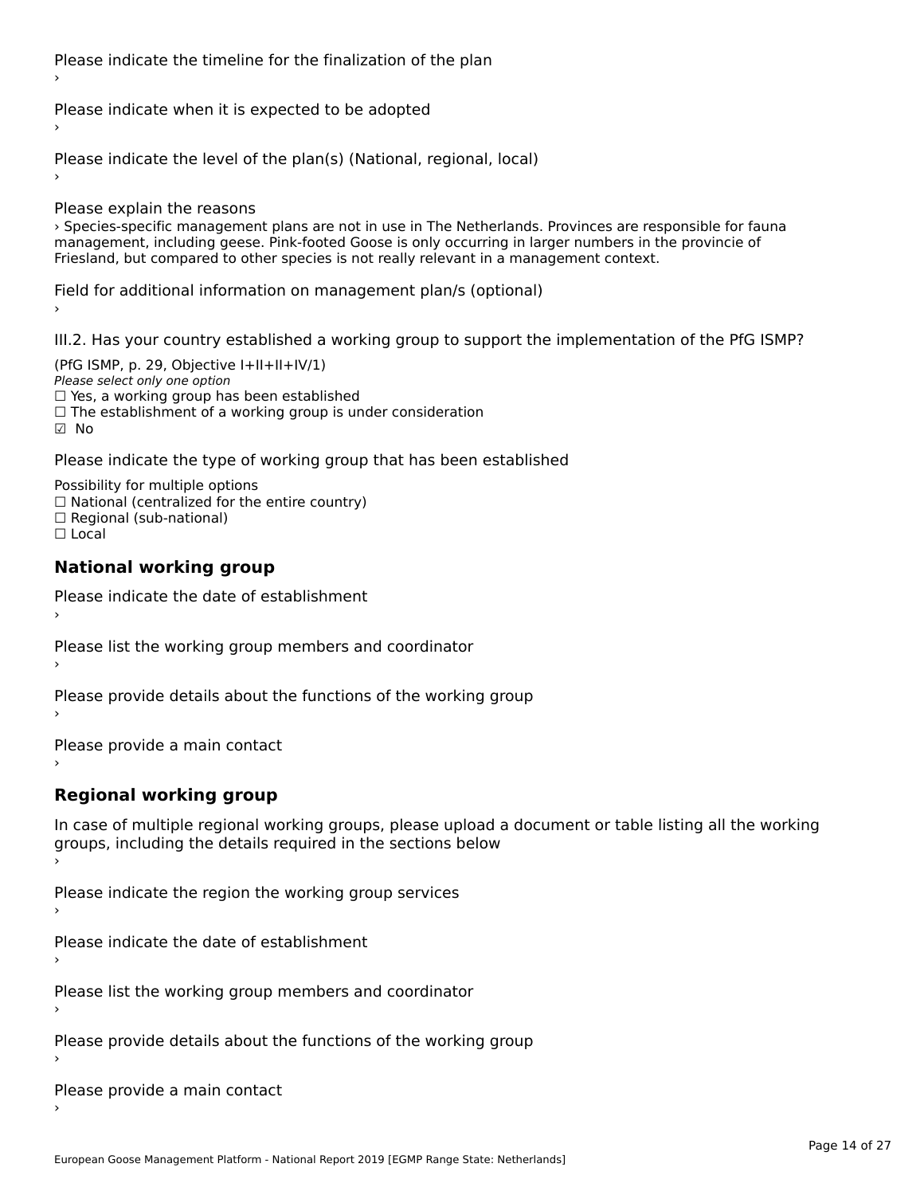Please indicate the timeline for the finalization of the plan

›

Please indicate when it is expected to be adopted

›

Please indicate the level of the plan(s) (National, regional, local)

›

Please explain the reasons

› Species-specific management plans are not in use in The Netherlands. Provinces are responsible for fauna management, including geese. Pink-footed Goose is only occurring in larger numbers in the provincie of Friesland, but compared to other species is not really relevant in a management context.

Field for additional information on management plan/s (optional)

›

III.2. Has your country established a working group to support the implementation of the PfG ISMP?

(PfG ISMP, p. 29, Objective I+II+II+IV/1)

*Please select only one option*

☐ Yes, a working group has been established

☐ The establishment of a working group is under consideration

☑ No

Please indicate the type of working group that has been established

Possibility for multiple options

☐ National (centralized for the entire country)

☐ Regional (sub-national)

☐ Local

## National working group

Please indicate the date of establishment

›

Please list the working group members and coordinator

›

Please provide details about the functions of the working group

›

Please provide a main contact

›

## Regional working group

In case of multiple regional working groups, please upload a document or table listing all the working groups, including the details required in the sections below

›

Please indicate the region the working group services

›

Please indicate the date of establishment

›

Please list the working group members and coordinator

›

Please provide details about the functions of the working group

›

Please provide a main contact

›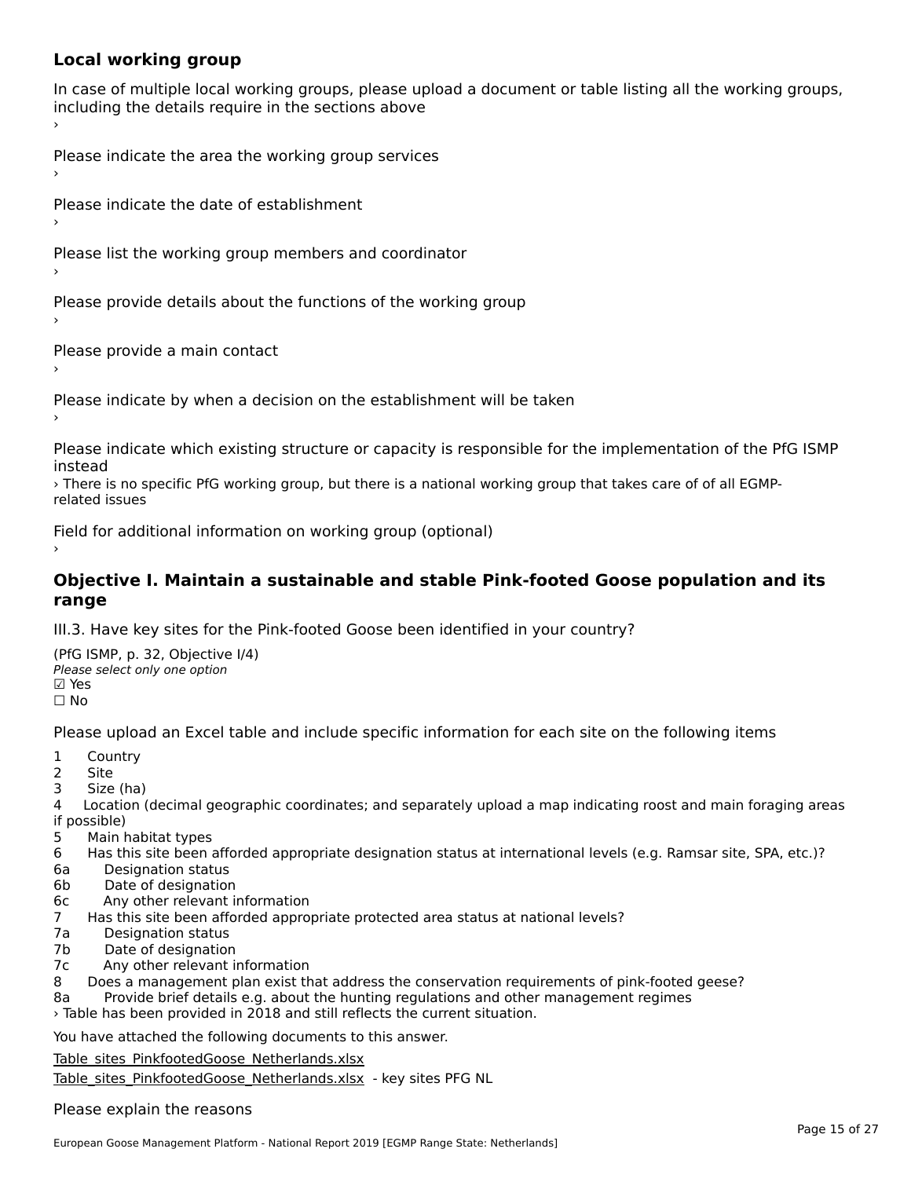### Local working group

In case of multiple local working groups, please upload a document or table listing all the working groups, including the details require in the sections above

›

Please indicate the area the working group services

›

Please indicate the date of establishment

›

Please list the working group members and coordinator

›

Please provide details about the functions of the working group

›

Please provide a main contact

›

Please indicate by when a decision on the establishment will be taken

›

Please indicate which existing structure or capacity is responsible for the implementation of the PfG ISMP instead

› There is no specific PfG working group, but there is a national working group that takes care of of all EGMP-related issues

Field for additional information on working group (optional)

›

## Objective I. Maintain a sustainable and stable Pink-footed Goose population and its range

III.3. Have key sites for the Pink-footed Goose been identified in your country?

(PfG ISMP, p. 32, Objective I/4)

*Please select only one option*

☑ Yes

☐ No

Please upload an Excel table and include specific information for each site on the following items

1 Country
2 Site
3 Size (ha)
4 Location (decimal geographic coordinates; and separately upload a map indicating roost and main foraging areas if possible)
5 Main habitat types
6 Has this site been afforded appropriate designation status at international levels (e.g. Ramsar site, SPA, etc.)?
6a Designation status
6b Date of designation
6c Any other relevant information
7 Has this site been afforded appropriate protected area status at national levels?
7a Designation status
7b Date of designation
7c Any other relevant information
8 Does a management plan exist that address the conservation requirements of pink-footed geese?
8a Provide brief details e.g. about the hunting regulations and other management regimes

› Table has been provided in 2018 and still reflects the current situation.

You have attached the following documents to this answer.

Table_sites_PinkfootedGoose_Netherlands.xlsx

Table_sites_PinkfootedGoose_Netherlands.xlsx - key sites PFG NL

Please explain the reasons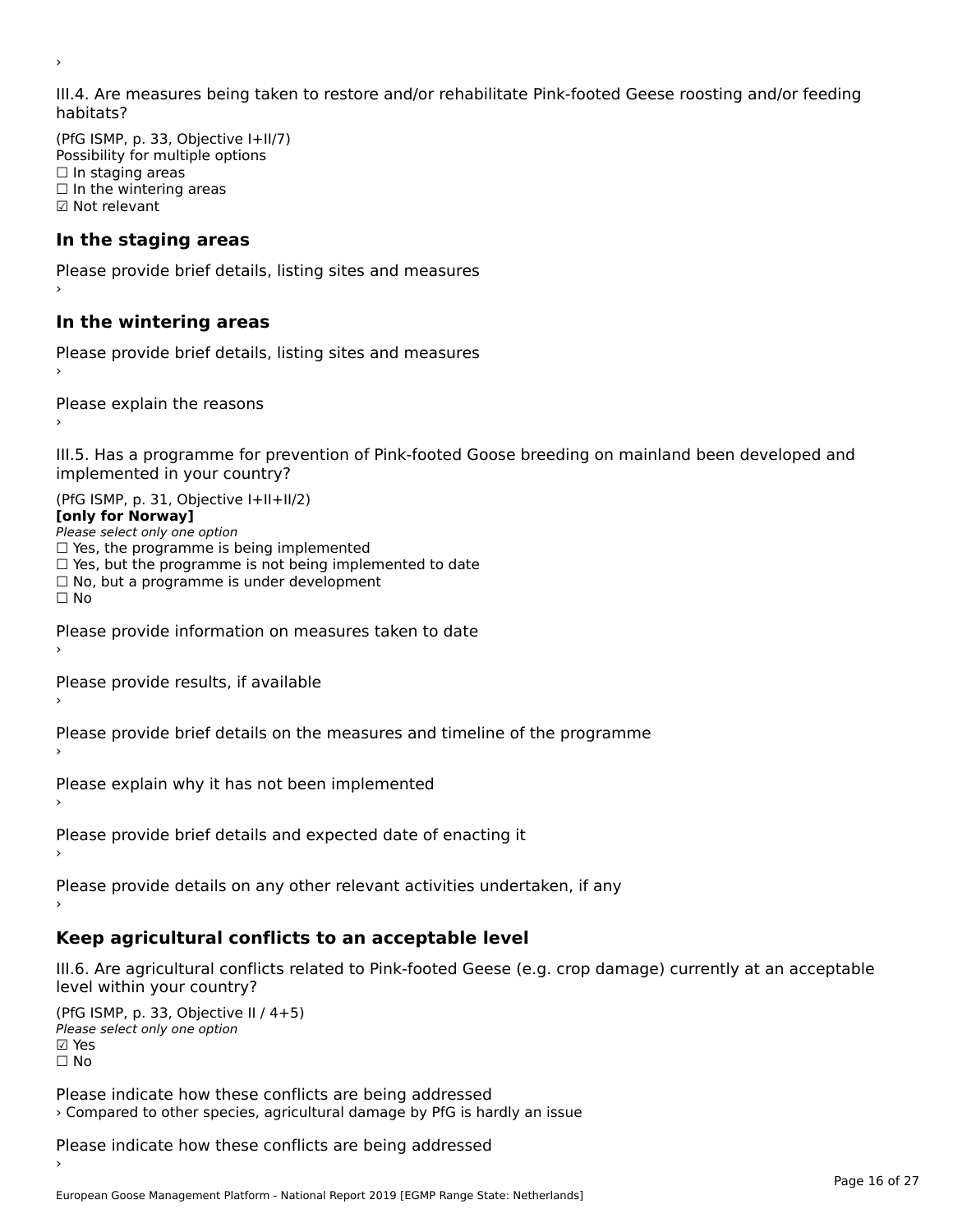›

III.4. Are measures being taken to restore and/or rehabilitate Pink-footed Geese roosting and/or feeding habitats?

(PfG ISMP, p. 33, Objective I+II/7)
Possibility for multiple options
☐ In staging areas
☐ In the wintering areas
☑ Not relevant

## In the staging areas

Please provide brief details, listing sites and measures
›

## In the wintering areas

Please provide brief details, listing sites and measures
›

Please explain the reasons
›

III.5. Has a programme for prevention of Pink-footed Goose breeding on mainland been developed and implemented in your country?

(PfG ISMP, p. 31, Objective I+II+II/2)
**[only for Norway]**
*Please select only one option*
☐ Yes, the programme is being implemented
☐ Yes, but the programme is not being implemented to date
☐ No, but a programme is under development
☐ No

Please provide information on measures taken to date
›

Please provide results, if available
›

Please provide brief details on the measures and timeline of the programme
›

Please explain why it has not been implemented
›

Please provide brief details and expected date of enacting it
›

Please provide details on any other relevant activities undertaken, if any
›

## Keep agricultural conflicts to an acceptable level

III.6. Are agricultural conflicts related to Pink-footed Geese (e.g. crop damage) currently at an acceptable level within your country?

(PfG ISMP, p. 33, Objective II / 4+5)
*Please select only one option*
☑ Yes
☐ No

Please indicate how these conflicts are being addressed
› Compared to other species, agricultural damage by PfG is hardly an issue

Please indicate how these conflicts are being addressed
›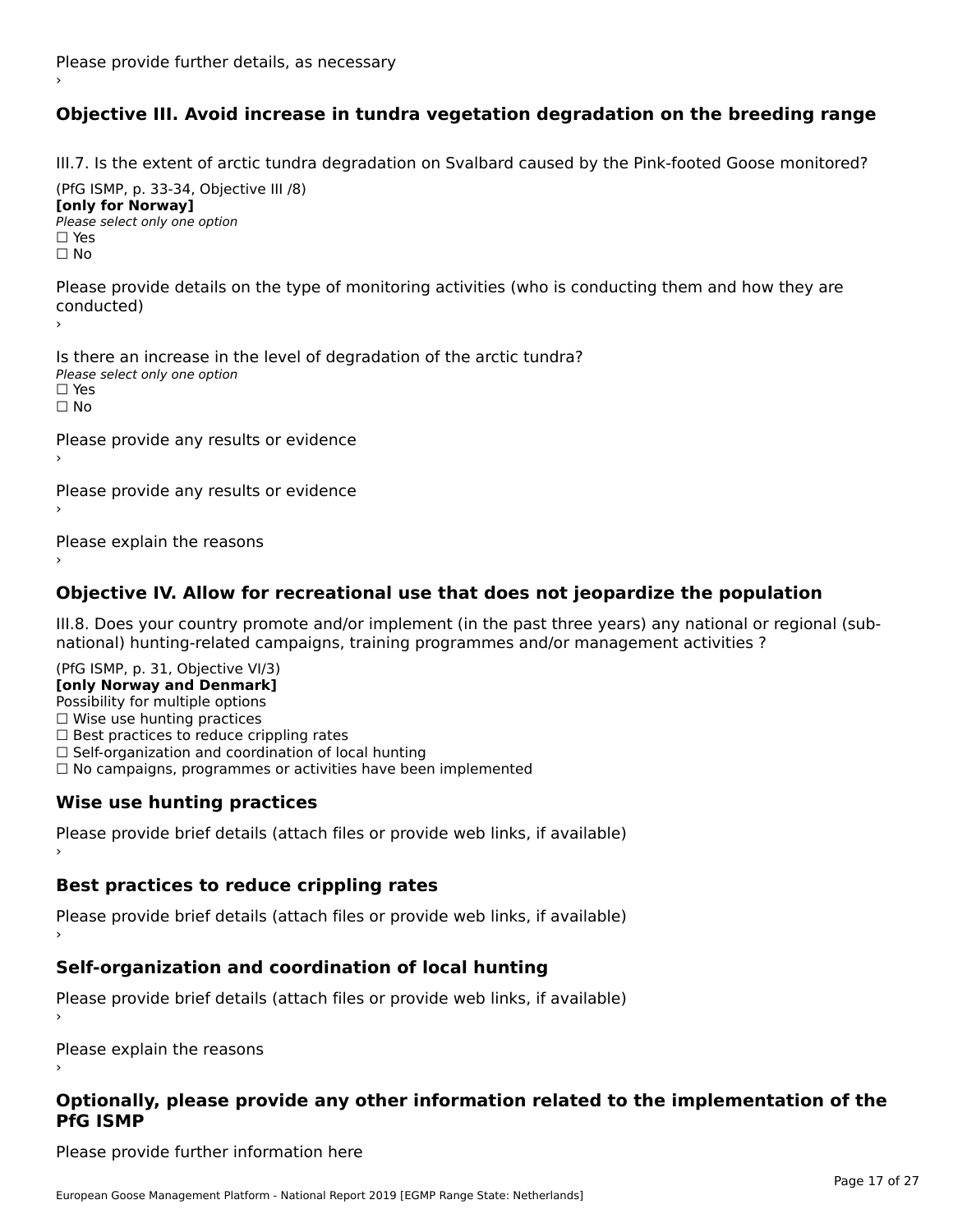Please provide further details, as necessary
›

## Objective III. Avoid increase in tundra vegetation degradation on the breeding range

III.7. Is the extent of arctic tundra degradation on Svalbard caused by the Pink-footed Goose monitored?

(PfG ISMP, p. 33-34, Objective III /8)
**[only for Norway]**
*Please select only one option*
☐ Yes
☐ No

Please provide details on the type of monitoring activities (who is conducting them and how they are conducted)
›

Is there an increase in the level of degradation of the arctic tundra?
*Please select only one option*
☐ Yes
☐ No

Please provide any results or evidence
›

Please provide any results or evidence
›

Please explain the reasons
›

## Objective IV. Allow for recreational use that does not jeopardize the population

III.8. Does your country promote and/or implement (in the past three years) any national or regional (sub-national) hunting-related campaigns, training programmes and/or management activities ?

(PfG ISMP, p. 31, Objective VI/3)
**[only Norway and Denmark]**
Possibility for multiple options
☐ Wise use hunting practices
☐ Best practices to reduce crippling rates
☐ Self-organization and coordination of local hunting
☐ No campaigns, programmes or activities have been implemented

### Wise use hunting practices

Please provide brief details (attach files or provide web links, if available)
›

### Best practices to reduce crippling rates

Please provide brief details (attach files or provide web links, if available)
›

### Self-organization and coordination of local hunting

Please provide brief details (attach files or provide web links, if available)
›

Please explain the reasons
›

## Optionally, please provide any other information related to the implementation of the PfG ISMP

Please provide further information here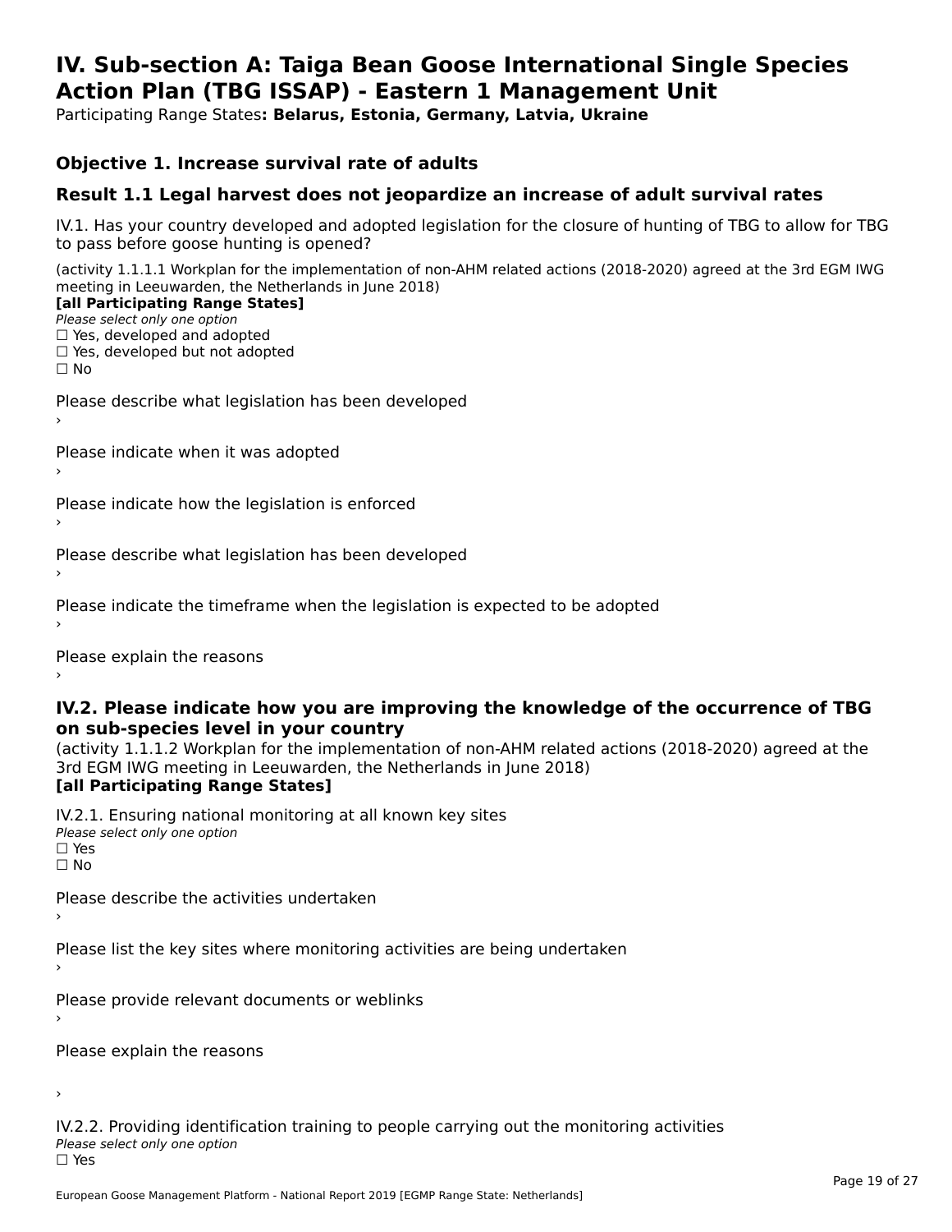# IV. Sub-section A: Taiga Bean Goose International Single Species Action Plan (TBG ISSAP) - Eastern 1 Management Unit

Participating Range States**: Belarus, Estonia, Germany, Latvia, Ukraine**

## Objective 1. Increase survival rate of adults

## Result 1.1 Legal harvest does not jeopardize an increase of adult survival rates

IV.1. Has your country developed and adopted legislation for the closure of hunting of TBG to allow for TBG to pass before goose hunting is opened?

(activity 1.1.1.1 Workplan for the implementation of non-AHM related actions (2018-2020) agreed at the 3rd EGM IWG meeting in Leeuwarden, the Netherlands in June 2018)

**[all Participating Range States]**

*Please select only one option*

☐ Yes, developed and adopted
☐ Yes, developed but not adopted
☐ No

Please describe what legislation has been developed
›

Please indicate when it was adopted
›

Please indicate how the legislation is enforced
›

Please describe what legislation has been developed
›

Please indicate the timeframe when the legislation is expected to be adopted
›

Please explain the reasons
›

### IV.2. Please indicate how you are improving the knowledge of the occurrence of TBG on sub-species level in your country

(activity 1.1.1.2 Workplan for the implementation of non-AHM related actions (2018-2020) agreed at the 3rd EGM IWG meeting in Leeuwarden, the Netherlands in June 2018)

**[all Participating Range States]**

IV.2.1. Ensuring national monitoring at all known key sites

*Please select only one option*

☐ Yes
☐ No

Please describe the activities undertaken
›

Please list the key sites where monitoring activities are being undertaken
›

Please provide relevant documents or weblinks
›

Please explain the reasons

›

IV.2.2. Providing identification training to people carrying out the monitoring activities

*Please select only one option*

☐ Yes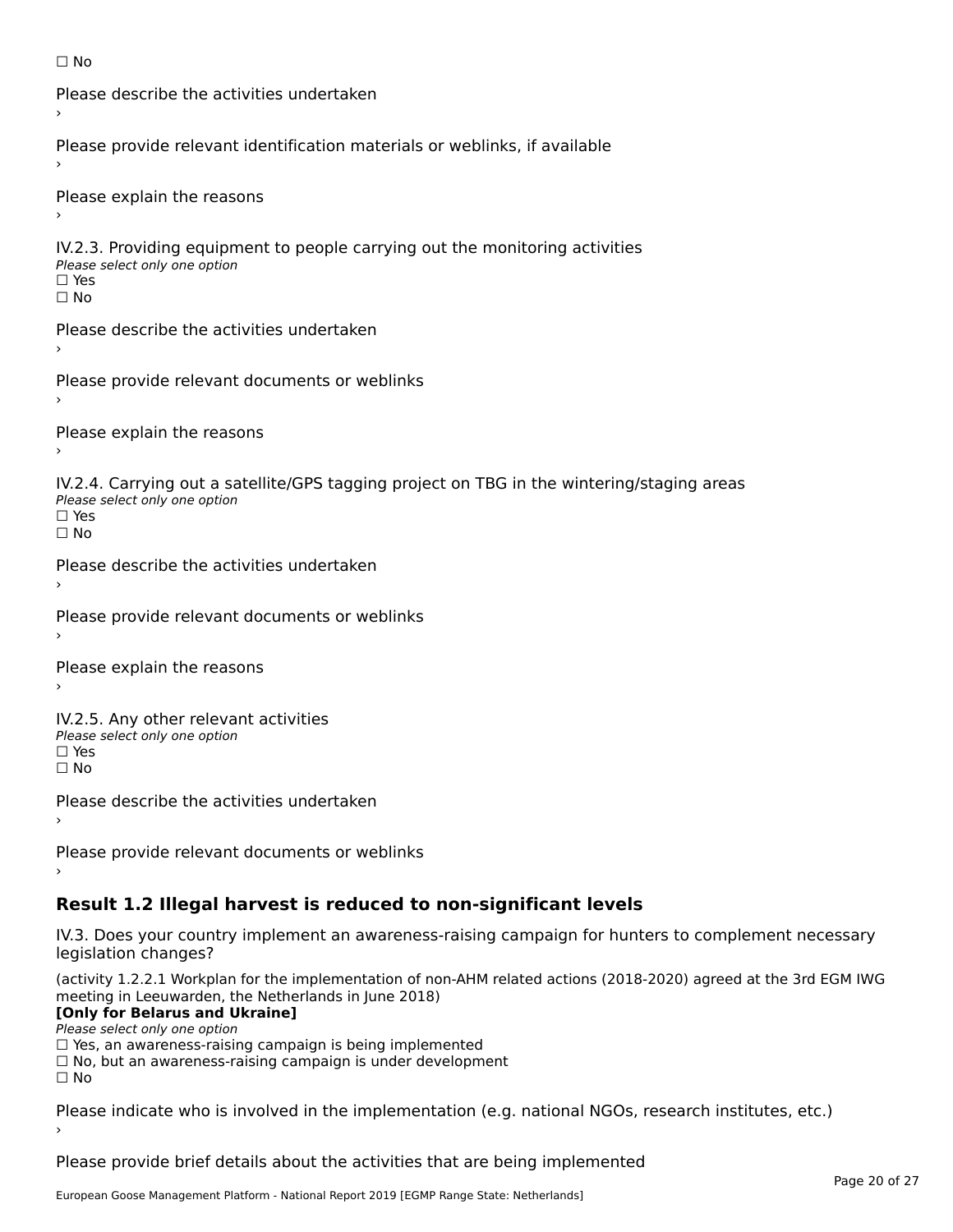☐ No

Please describe the activities undertaken

›

Please provide relevant identification materials or weblinks, if available

›

Please explain the reasons

›

IV.2.3. Providing equipment to people carrying out the monitoring activities

*Please select only one option*

☐ Yes

☐ No

Please describe the activities undertaken

›

Please provide relevant documents or weblinks

›

Please explain the reasons

›

IV.2.4. Carrying out a satellite/GPS tagging project on TBG in the wintering/staging areas

*Please select only one option*

☐ Yes

☐ No

Please describe the activities undertaken

›

Please provide relevant documents or weblinks

›

Please explain the reasons

›

IV.2.5. Any other relevant activities

*Please select only one option*

☐ Yes

☐ No

Please describe the activities undertaken

›

Please provide relevant documents or weblinks

›

## Result 1.2 Illegal harvest is reduced to non-significant levels

IV.3. Does your country implement an awareness-raising campaign for hunters to complement necessary legislation changes?

(activity 1.2.2.1 Workplan for the implementation of non-AHM related actions (2018-2020) agreed at the 3rd EGM IWG meeting in Leeuwarden, the Netherlands in June 2018)

**[Only for Belarus and Ukraine]**

*Please select only one option*

☐ Yes, an awareness-raising campaign is being implemented

☐ No, but an awareness-raising campaign is under development

☐ No

Please indicate who is involved in the implementation (e.g. national NGOs, research institutes, etc.)

›

Please provide brief details about the activities that are being implemented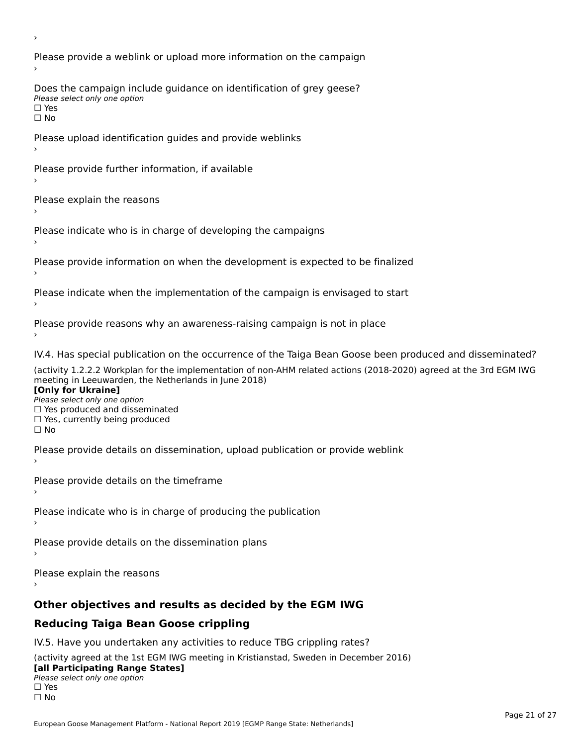›

Please provide a weblink or upload more information on the campaign

›

Does the campaign include guidance on identification of grey geese?

*Please select only one option*

☐ Yes

☐ No

Please upload identification guides and provide weblinks

›

Please provide further information, if available

›

Please explain the reasons

›

Please indicate who is in charge of developing the campaigns

›

Please provide information on when the development is expected to be finalized

›

Please indicate when the implementation of the campaign is envisaged to start

›

Please provide reasons why an awareness-raising campaign is not in place

›

IV.4. Has special publication on the occurrence of the Taiga Bean Goose been produced and disseminated?

(activity 1.2.2.2 Workplan for the implementation of non-AHM related actions (2018-2020) agreed at the 3rd EGM IWG meeting in Leeuwarden, the Netherlands in June 2018)

**[Only for Ukraine]**

*Please select only one option*

☐ Yes produced and disseminated

☐ Yes, currently being produced

☐ No

Please provide details on dissemination, upload publication or provide weblink

›

Please provide details on the timeframe

›

Please indicate who is in charge of producing the publication

›

Please provide details on the dissemination plans

›

Please explain the reasons

›

## Other objectives and results as decided by the EGM IWG

## Reducing Taiga Bean Goose crippling

IV.5. Have you undertaken any activities to reduce TBG crippling rates?

(activity agreed at the 1st EGM IWG meeting in Kristianstad, Sweden in December 2016)

**[all Participating Range States]**

*Please select only one option*

☐ Yes

☐ No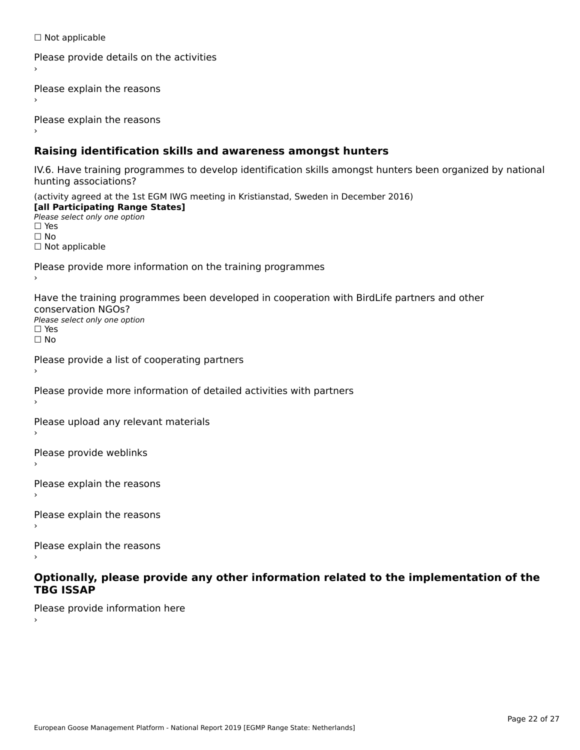☐ Not applicable

Please provide details on the activities
›

Please explain the reasons
›

Please explain the reasons
›

## Raising identification skills and awareness amongst hunters

IV.6. Have training programmes to develop identification skills amongst hunters been organized by national hunting associations?

(activity agreed at the 1st EGM IWG meeting in Kristianstad, Sweden in December 2016)
**[all Participating Range States]**
*Please select only one option*
☐ Yes
☐ No
☐ Not applicable

Please provide more information on the training programmes
›

Have the training programmes been developed in cooperation with BirdLife partners and other conservation NGOs?
*Please select only one option*
☐ Yes
☐ No

Please provide a list of cooperating partners
›

Please provide more information of detailed activities with partners
›

Please upload any relevant materials
›

Please provide weblinks
›

Please explain the reasons
›

Please explain the reasons
›

Please explain the reasons
›

## Optionally, please provide any other information related to the implementation of the TBG ISSAP

Please provide information here
›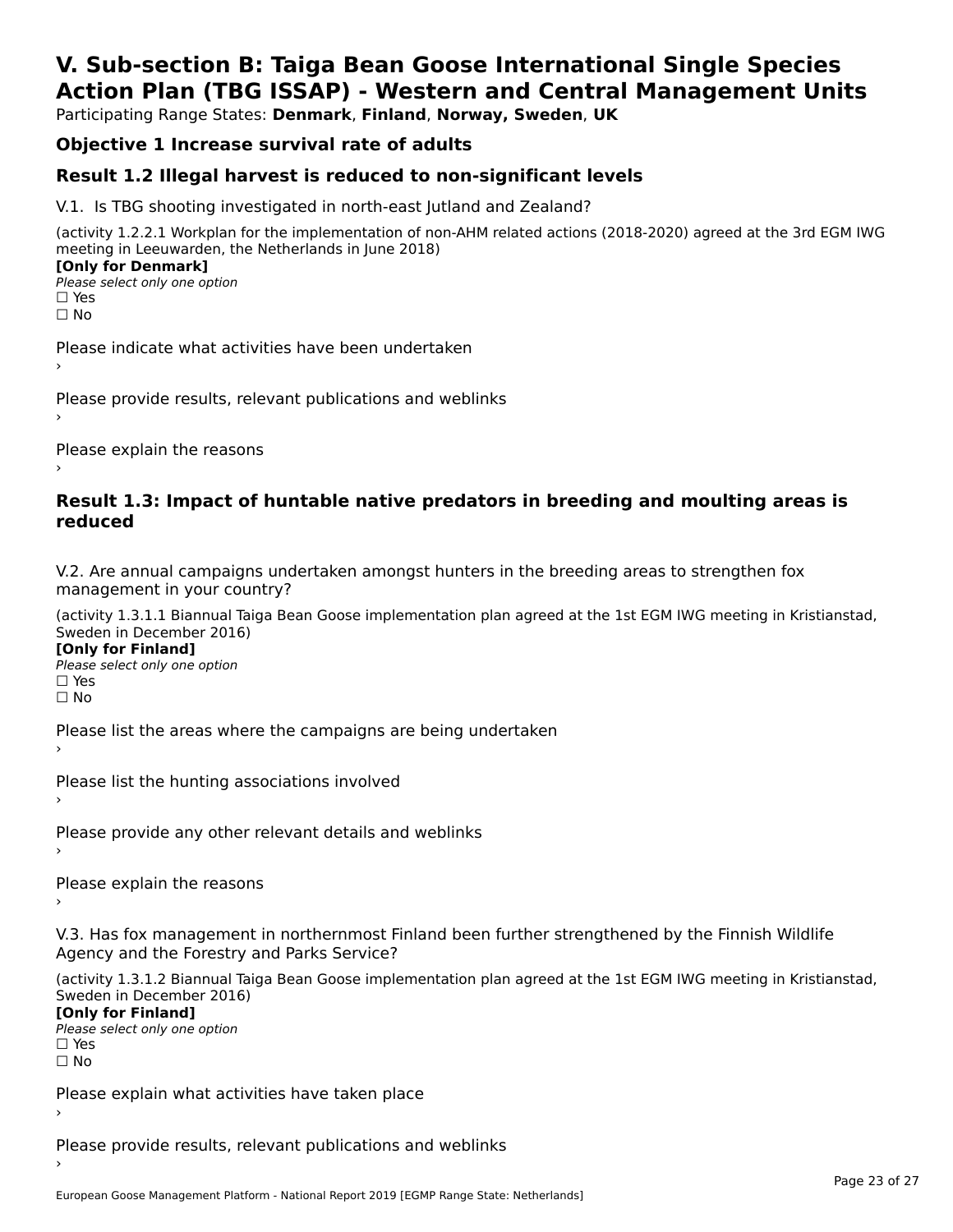# V. Sub-section B: Taiga Bean Goose International Single Species Action Plan (TBG ISSAP) - Western and Central Management Units

Participating Range States: **Denmark**, **Finland**, **Norway, Sweden**, **UK**

## Objective 1 Increase survival rate of adults

## Result 1.2 Illegal harvest is reduced to non-significant levels

V.1. Is TBG shooting investigated in north-east Jutland and Zealand?

(activity 1.2.2.1 Workplan for the implementation of non-AHM related actions (2018-2020) agreed at the 3rd EGM IWG meeting in Leeuwarden, the Netherlands in June 2018)

**[Only for Denmark]**

*Please select only one option*

☐ Yes

☐ No

Please indicate what activities have been undertaken

›

Please provide results, relevant publications and weblinks

›

Please explain the reasons

›

## Result 1.3: Impact of huntable native predators in breeding and moulting areas is reduced

V.2. Are annual campaigns undertaken amongst hunters in the breeding areas to strengthen fox management in your country?

(activity 1.3.1.1 Biannual Taiga Bean Goose implementation plan agreed at the 1st EGM IWG meeting in Kristianstad, Sweden in December 2016)

**[Only for Finland]**

*Please select only one option*

☐ Yes

☐ No

Please list the areas where the campaigns are being undertaken

›

Please list the hunting associations involved

›

Please provide any other relevant details and weblinks

›

Please explain the reasons

›

V.3. Has fox management in northernmost Finland been further strengthened by the Finnish Wildlife Agency and the Forestry and Parks Service?

(activity 1.3.1.2 Biannual Taiga Bean Goose implementation plan agreed at the 1st EGM IWG meeting in Kristianstad, Sweden in December 2016)

**[Only for Finland]**

*Please select only one option*

☐ Yes

☐ No

Please explain what activities have taken place

›

Please provide results, relevant publications and weblinks

›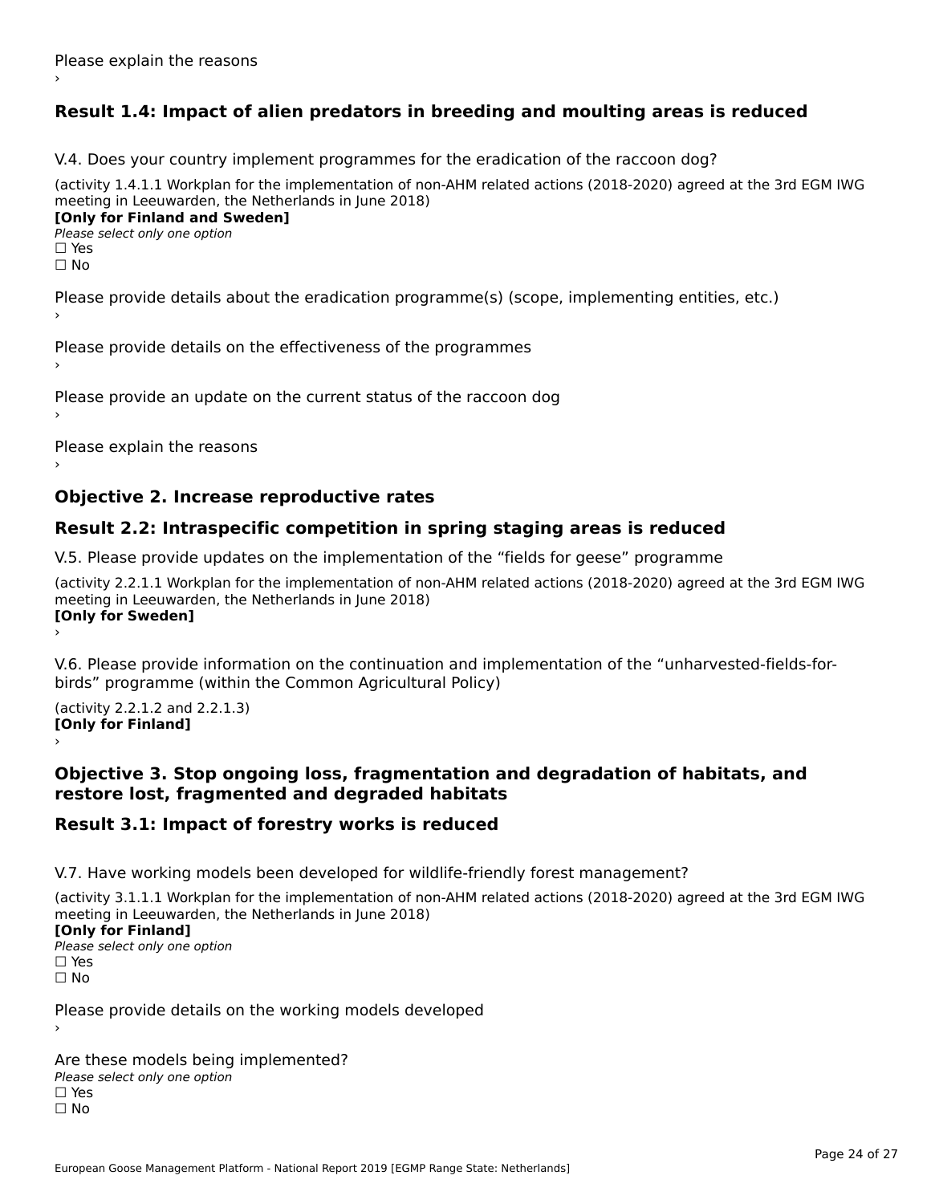Please explain the reasons

›

## Result 1.4: Impact of alien predators in breeding and moulting areas is reduced

V.4. Does your country implement programmes for the eradication of the raccoon dog?

(activity 1.4.1.1 Workplan for the implementation of non-AHM related actions (2018-2020) agreed at the 3rd EGM IWG meeting in Leeuwarden, the Netherlands in June 2018)

**[Only for Finland and Sweden]**

*Please select only one option*

☐ Yes

☐ No

Please provide details about the eradication programme(s) (scope, implementing entities, etc.)

›

Please provide details on the effectiveness of the programmes

›

Please provide an update on the current status of the raccoon dog

›

Please explain the reasons

›

## Objective 2. Increase reproductive rates

## Result 2.2: Intraspecific competition in spring staging areas is reduced

V.5. Please provide updates on the implementation of the “fields for geese” programme

(activity 2.2.1.1 Workplan for the implementation of non-AHM related actions (2018-2020) agreed at the 3rd EGM IWG meeting in Leeuwarden, the Netherlands in June 2018)

**[Only for Sweden]**

›

V.6. Please provide information on the continuation and implementation of the “unharvested-fields-for-birds” programme (within the Common Agricultural Policy)

(activity 2.2.1.2 and 2.2.1.3)

**[Only for Finland]**

›

## Objective 3. Stop ongoing loss, fragmentation and degradation of habitats, and restore lost, fragmented and degraded habitats

## Result 3.1: Impact of forestry works is reduced

V.7. Have working models been developed for wildlife-friendly forest management?

(activity 3.1.1.1 Workplan for the implementation of non-AHM related actions (2018-2020) agreed at the 3rd EGM IWG meeting in Leeuwarden, the Netherlands in June 2018)

**[Only for Finland]**

*Please select only one option*

☐ Yes

☐ No

Please provide details on the working models developed

›

Are these models being implemented?

*Please select only one option*

☐ Yes

☐ No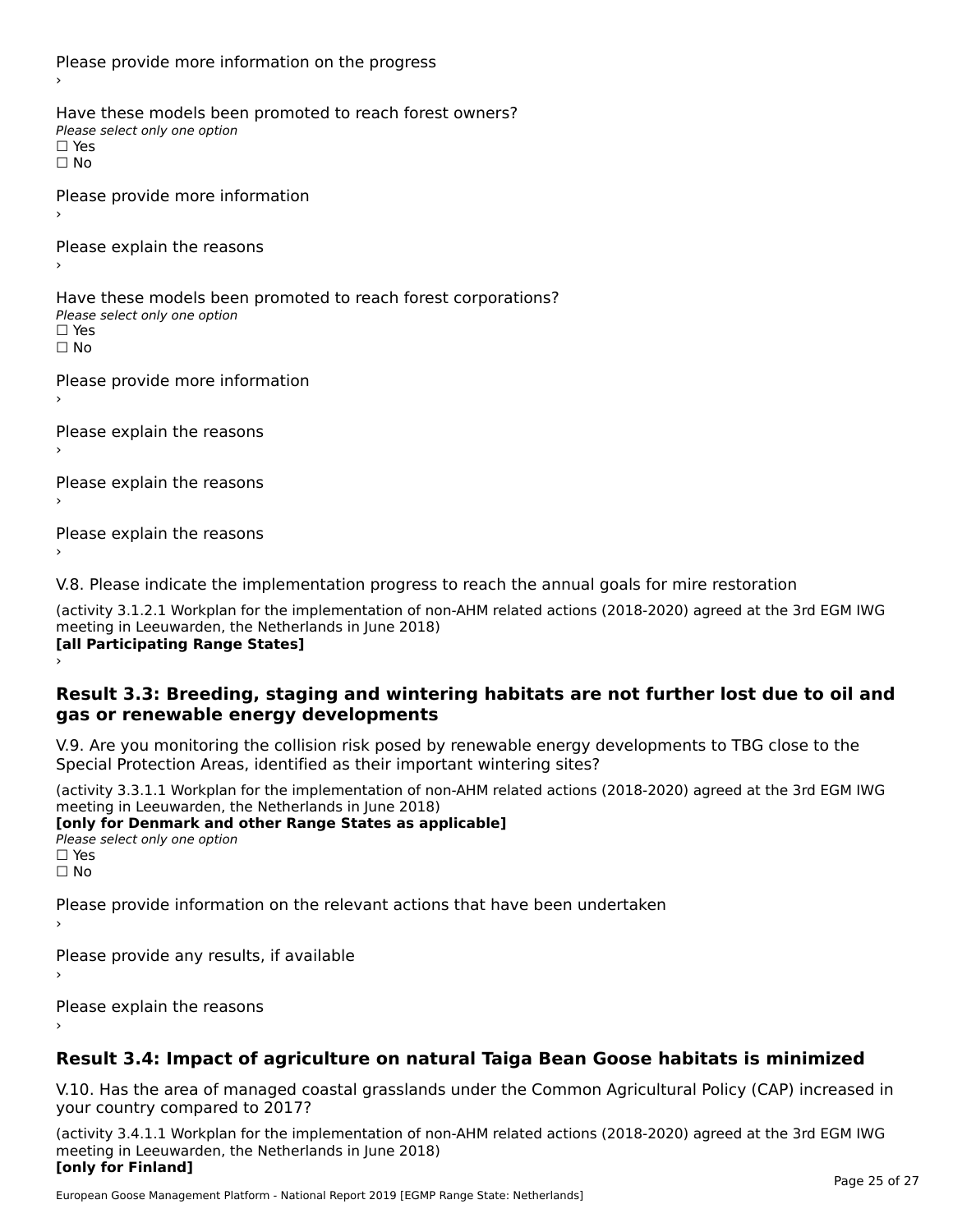Please provide more information on the progress

›

Have these models been promoted to reach forest owners?

*Please select only one option*

☐ Yes

☐ No

Please provide more information

›

Please explain the reasons

›

Have these models been promoted to reach forest corporations?

*Please select only one option*

☐ Yes

☐ No

Please provide more information

›

Please explain the reasons

›

Please explain the reasons

›

Please explain the reasons

›

V.8. Please indicate the implementation progress to reach the annual goals for mire restoration

(activity 3.1.2.1 Workplan for the implementation of non-AHM related actions (2018-2020) agreed at the 3rd EGM IWG meeting in Leeuwarden, the Netherlands in June 2018)

**[all Participating Range States]**

›

## Result 3.3: Breeding, staging and wintering habitats are not further lost due to oil and gas or renewable energy developments

V.9. Are you monitoring the collision risk posed by renewable energy developments to TBG close to the Special Protection Areas, identified as their important wintering sites?

(activity 3.3.1.1 Workplan for the implementation of non-AHM related actions (2018-2020) agreed at the 3rd EGM IWG meeting in Leeuwarden, the Netherlands in June 2018)

**[only for Denmark and other Range States as applicable]**

*Please select only one option*

☐ Yes

☐ No

Please provide information on the relevant actions that have been undertaken

›

Please provide any results, if available

›

Please explain the reasons

›

## Result 3.4: Impact of agriculture on natural Taiga Bean Goose habitats is minimized

V.10. Has the area of managed coastal grasslands under the Common Agricultural Policy (CAP) increased in your country compared to 2017?

(activity 3.4.1.1 Workplan for the implementation of non-AHM related actions (2018-2020) agreed at the 3rd EGM IWG meeting in Leeuwarden, the Netherlands in June 2018)

**[only for Finland]**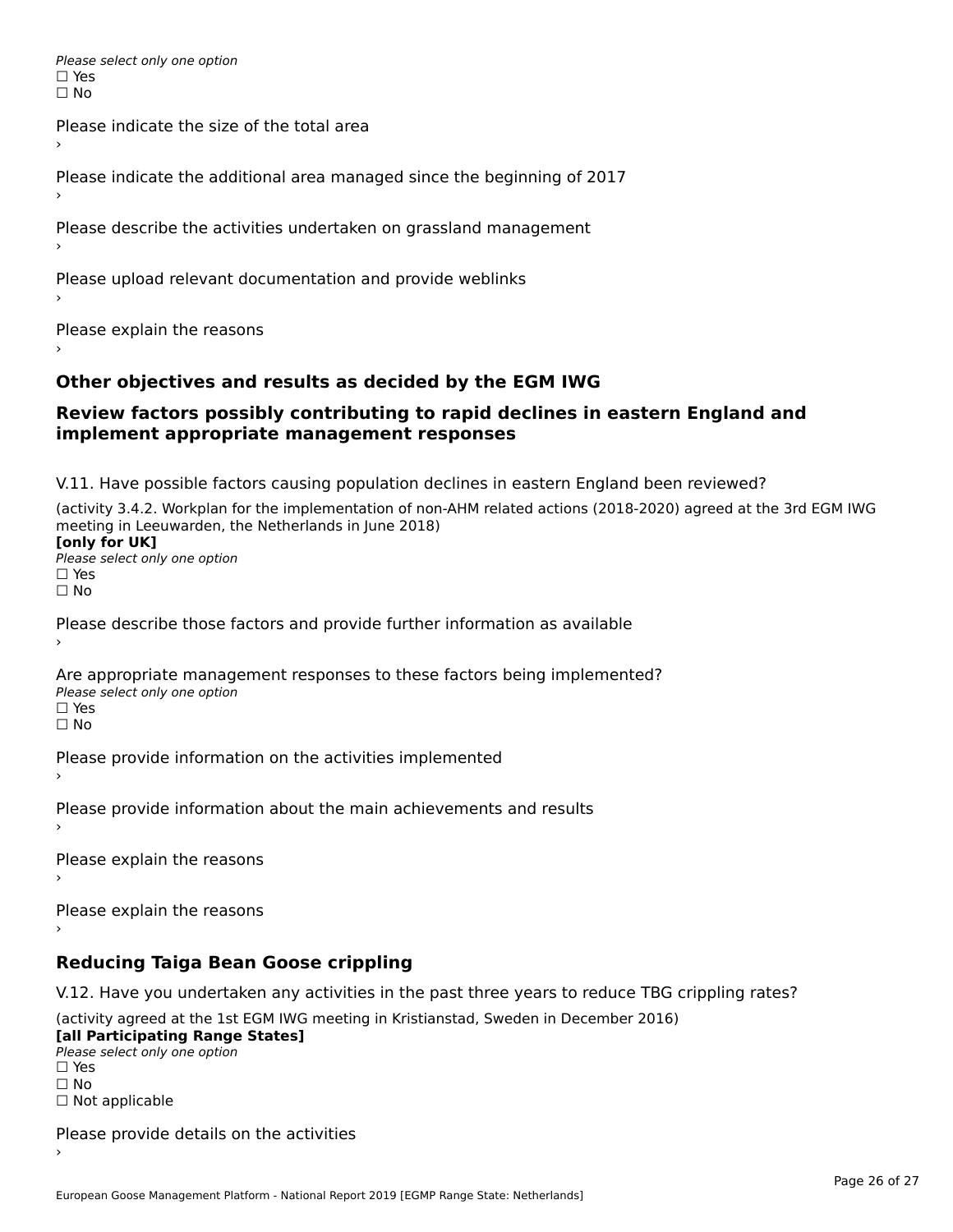*Please select only one option*
☐ Yes
☐ No

Please indicate the size of the total area
›

Please indicate the additional area managed since the beginning of 2017
›

Please describe the activities undertaken on grassland management
›

Please upload relevant documentation and provide weblinks
›

Please explain the reasons
›

## Other objectives and results as decided by the EGM IWG

## Review factors possibly contributing to rapid declines in eastern England and implement appropriate management responses

V.11. Have possible factors causing population declines in eastern England been reviewed?

(activity 3.4.2. Workplan for the implementation of non-AHM related actions (2018-2020) agreed at the 3rd EGM IWG meeting in Leeuwarden, the Netherlands in June 2018)
**[only for UK]**
*Please select only one option*
☐ Yes
☐ No

Please describe those factors and provide further information as available
›

Are appropriate management responses to these factors being implemented?
*Please select only one option*
☐ Yes
☐ No

Please provide information on the activities implemented
›

Please provide information about the main achievements and results
›

Please explain the reasons
›

Please explain the reasons
›

## Reducing Taiga Bean Goose crippling

V.12. Have you undertaken any activities in the past three years to reduce TBG crippling rates?

(activity agreed at the 1st EGM IWG meeting in Kristianstad, Sweden in December 2016)
**[all Participating Range States]**
*Please select only one option*
☐ Yes
☐ No
☐ Not applicable

Please provide details on the activities
›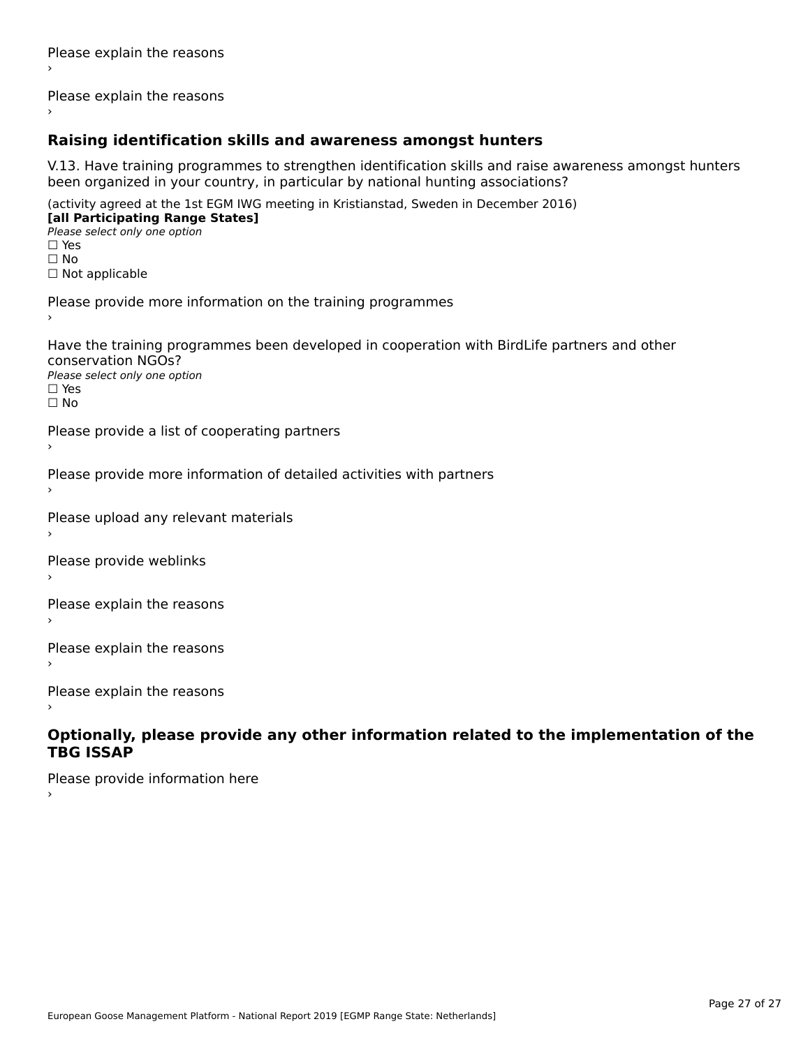Please explain the reasons
›

Please explain the reasons
›

## Raising identification skills and awareness amongst hunters

V.13. Have training programmes to strengthen identification skills and raise awareness amongst hunters been organized in your country, in particular by national hunting associations?

(activity agreed at the 1st EGM IWG meeting in Kristianstad, Sweden in December 2016)
**[all Participating Range States]**
*Please select only one option*
☐ Yes
☐ No
☐ Not applicable

Please provide more information on the training programmes
›

Have the training programmes been developed in cooperation with BirdLife partners and other conservation NGOs?
*Please select only one option*
☐ Yes
☐ No

Please provide a list of cooperating partners
›

Please provide more information of detailed activities with partners
›

Please upload any relevant materials
›

Please provide weblinks
›

Please explain the reasons
›

Please explain the reasons
›

Please explain the reasons
›

## Optionally, please provide any other information related to the implementation of the TBG ISSAP

Please provide information here
›